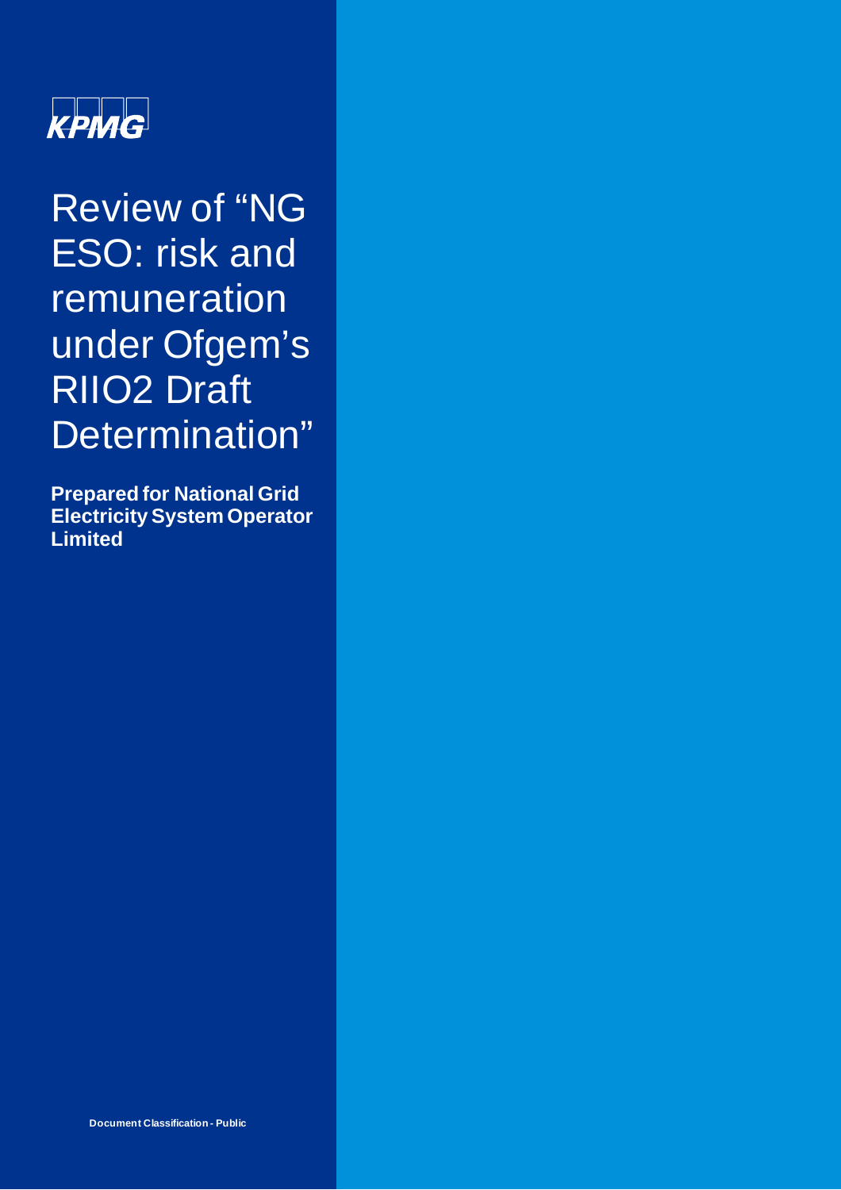KPMG

# Review of "NG ESO: risk and remuneration under Ofgem's RIIO2 Draft Determination"

**Prepared for National Grid Electricity System Operator Limited**

**Document Classification - Public**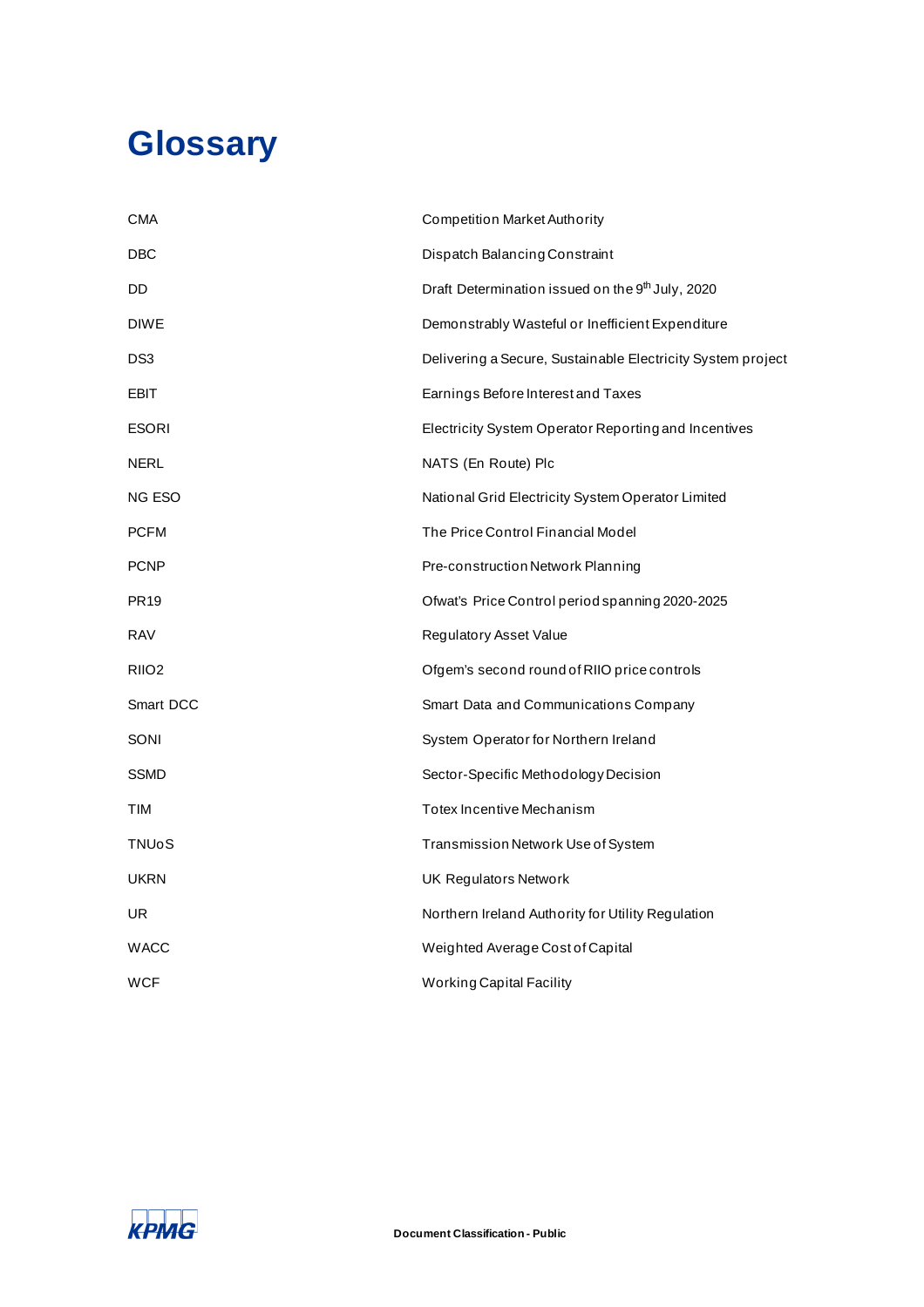# Glossary

| | |
|---|---|
| CMA | Competition Market Authority |
| DBC | Dispatch Balancing Constraint |
| DD | Draft Determination issued on the 9th July, 2020 |
| DIWE | Demonstrably Wasteful or Inefficient Expenditure |
| DS3 | Delivering a Secure, Sustainable Electricity System project |
| EBIT | Earnings Before Interest and Taxes |
| ESORI | Electricity System Operator Reporting and Incentives |
| NERL | NATS (En Route) Plc |
| NG ESO | National Grid Electricity System Operator Limited |
| PCFM | The Price Control Financial Model |
| PCNP | Pre-construction Network Planning |
| PR19 | Ofwat's Price Control period spanning 2020-2025 |
| RAV | Regulatory Asset Value |
| RIIO2 | Ofgem's second round of RIIO price controls |
| Smart DCC | Smart Data and Communications Company |
| SONI | System Operator for Northern Ireland |
| SSMD | Sector-Specific Methodology Decision |
| TIM | Totex Incentive Mechanism |
| TNUoS | Transmission Network Use of System |
| UKRN | UK Regulators Network |
| UR | Northern Ireland Authority for Utility Regulation |
| WACC | Weighted Average Cost of Capital |
| WCF | Working Capital Facility |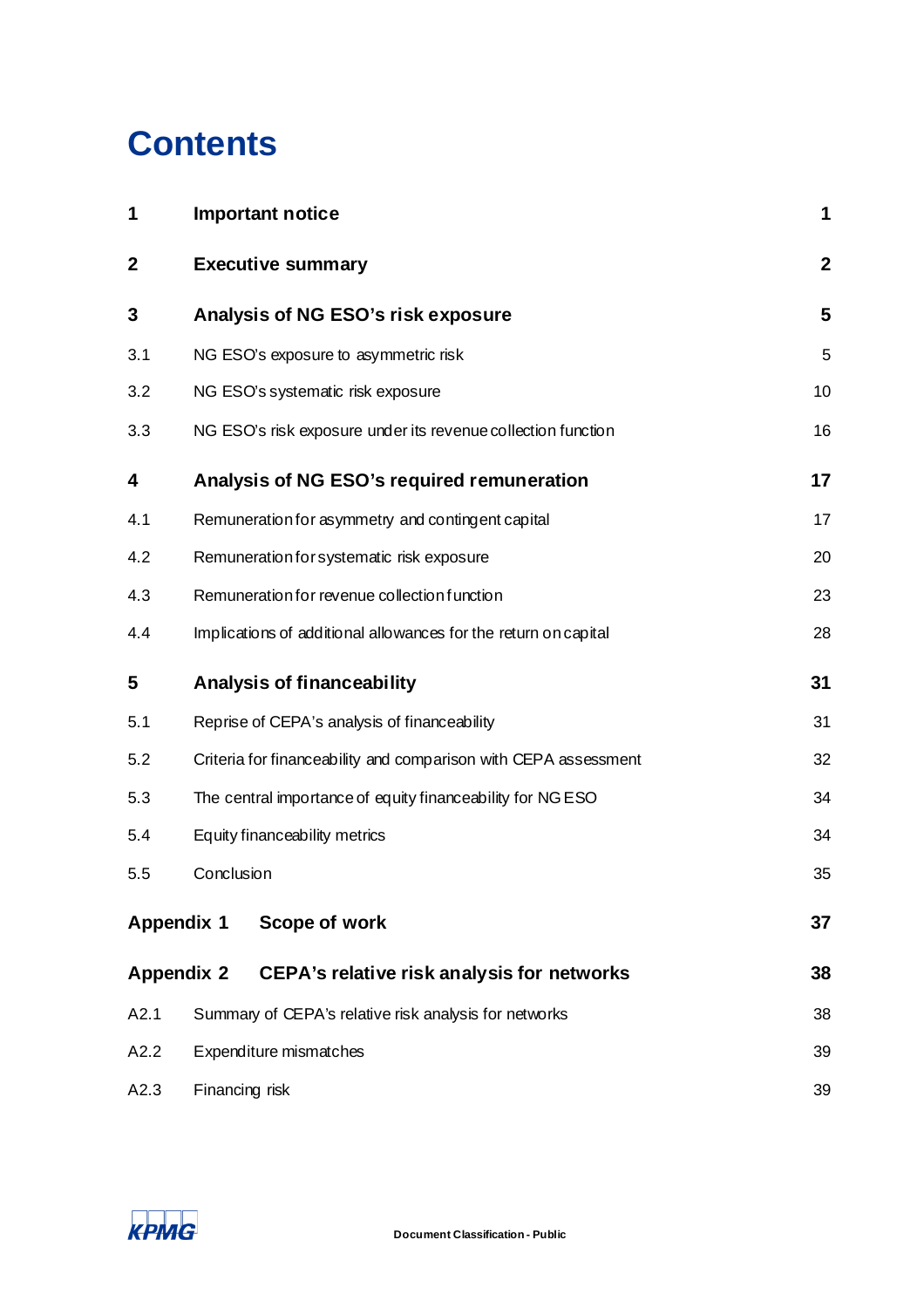# Contents

| | | |
|---|---|---|
| **1** | **Important notice** | **1** |
| **2** | **Executive summary** | **2** |
| **3** | **Analysis of NG ESO's risk exposure** | **5** |
| 3.1 | NG ESO's exposure to asymmetric risk | 5 |
| 3.2 | NG ESO's systematic risk exposure | 10 |
| 3.3 | NG ESO's risk exposure under its revenue collection function | 16 |
| **4** | **Analysis of NG ESO's required remuneration** | **17** |
| 4.1 | Remuneration for asymmetry and contingent capital | 17 |
| 4.2 | Remuneration for systematic risk exposure | 20 |
| 4.3 | Remuneration for revenue collection function | 23 |
| 4.4 | Implications of additional allowances for the return on capital | 28 |
| **5** | **Analysis of financeability** | **31** |
| 5.1 | Reprise of CEPA's analysis of financeability | 31 |
| 5.2 | Criteria for financeability and comparison with CEPA assessment | 32 |
| 5.3 | The central importance of equity financeability for NG ESO | 34 |
| 5.4 | Equity financeability metrics | 34 |
| 5.5 | Conclusion | 35 |
| **Appendix 1** | **Scope of work** | **37** |
| **Appendix 2** | **CEPA's relative risk analysis for networks** | **38** |
| A2.1 | Summary of CEPA's relative risk analysis for networks | 38 |
| A2.2 | Expenditure mismatches | 39 |
| A2.3 | Financing risk | 39 |

Document Classification - Public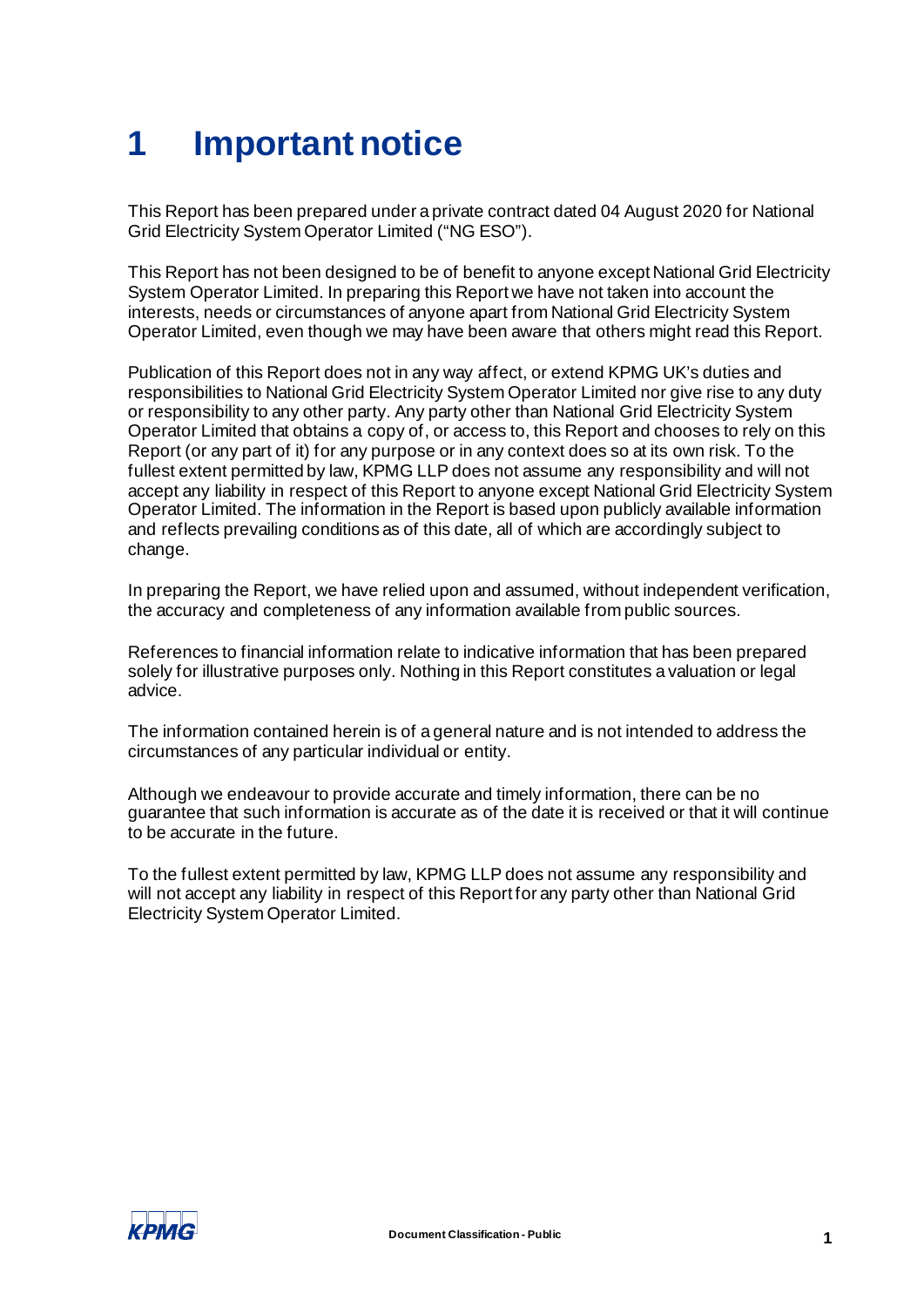# 1 Important notice

This Report has been prepared under a private contract dated 04 August 2020 for National Grid Electricity System Operator Limited ("NG ESO").

This Report has not been designed to be of benefit to anyone except National Grid Electricity System Operator Limited. In preparing this Report we have not taken into account the interests, needs or circumstances of anyone apart from National Grid Electricity System Operator Limited, even though we may have been aware that others might read this Report.

Publication of this Report does not in any way affect, or extend KPMG UK's duties and responsibilities to National Grid Electricity System Operator Limited nor give rise to any duty or responsibility to any other party. Any party other than National Grid Electricity System Operator Limited that obtains a copy of, or access to, this Report and chooses to rely on this Report (or any part of it) for any purpose or in any context does so at its own risk. To the fullest extent permitted by law, KPMG LLP does not assume any responsibility and will not accept any liability in respect of this Report to anyone except National Grid Electricity System Operator Limited. The information in the Report is based upon publicly available information and reflects prevailing conditions as of this date, all of which are accordingly subject to change.

In preparing the Report, we have relied upon and assumed, without independent verification, the accuracy and completeness of any information available from public sources.

References to financial information relate to indicative information that has been prepared solely for illustrative purposes only. Nothing in this Report constitutes a valuation or legal advice.

The information contained herein is of a general nature and is not intended to address the circumstances of any particular individual or entity.

Although we endeavour to provide accurate and timely information, there can be no guarantee that such information is accurate as of the date it is received or that it will continue to be accurate in the future.

To the fullest extent permitted by law, KPMG LLP does not assume any responsibility and will not accept any liability in respect of this Report for any party other than National Grid Electricity System Operator Limited.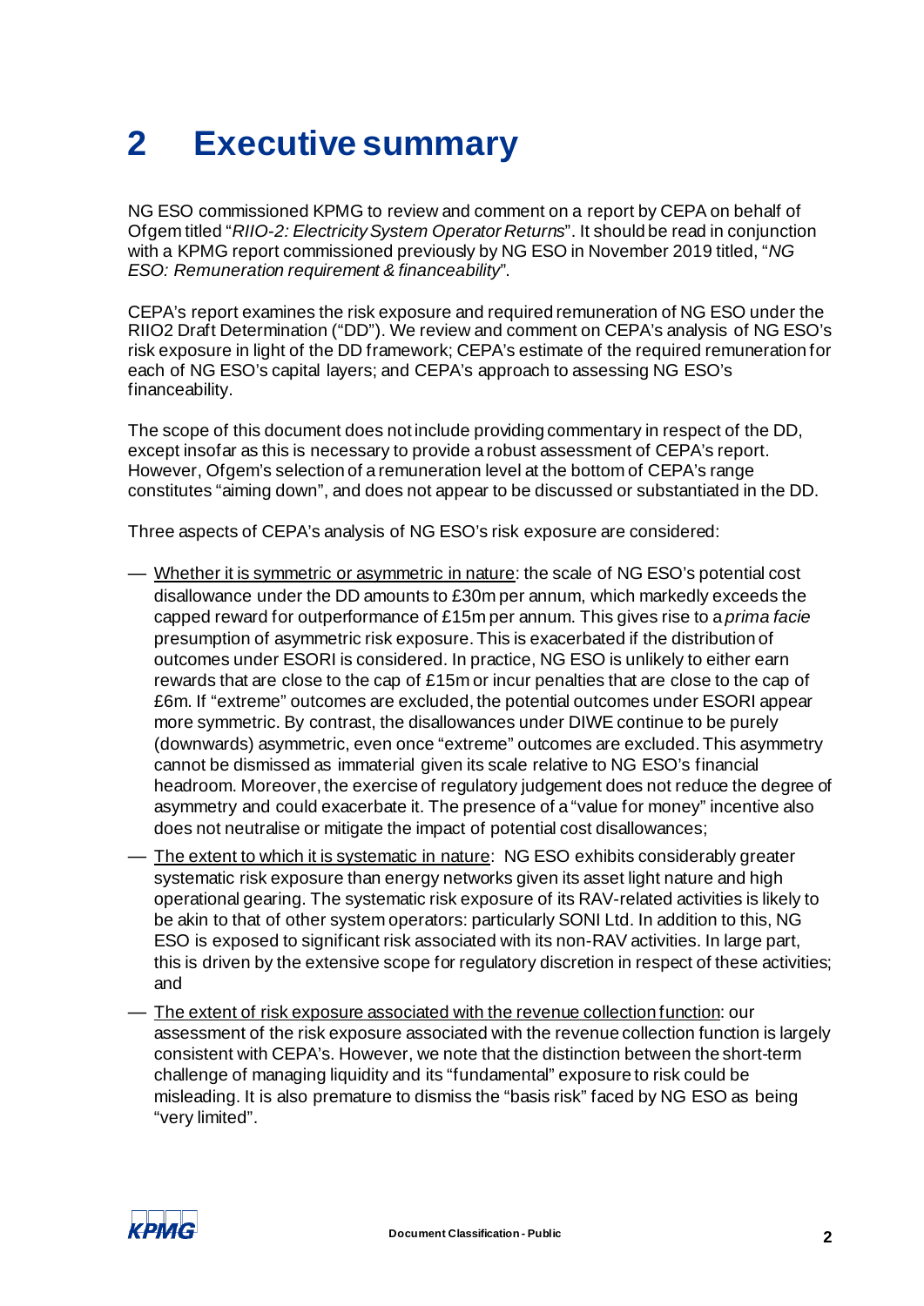# 2 Executive summary

NG ESO commissioned KPMG to review and comment on a report by CEPA on behalf of Ofgem titled "*RIIO-2: Electricity System Operator Returns*". It should be read in conjunction with a KPMG report commissioned previously by NG ESO in November 2019 titled, "*NG ESO: Remuneration requirement & financeability*".

CEPA's report examines the risk exposure and required remuneration of NG ESO under the RIIO2 Draft Determination ("DD"). We review and comment on CEPA's analysis of NG ESO's risk exposure in light of the DD framework; CEPA's estimate of the required remuneration for each of NG ESO's capital layers; and CEPA's approach to assessing NG ESO's financeability.

The scope of this document does not include providing commentary in respect of the DD, except insofar as this is necessary to provide a robust assessment of CEPA's report. However, Ofgem's selection of a remuneration level at the bottom of CEPA's range constitutes "aiming down", and does not appear to be discussed or substantiated in the DD.

Three aspects of CEPA's analysis of NG ESO's risk exposure are considered:

— Whether it is symmetric or asymmetric in nature: the scale of NG ESO's potential cost disallowance under the DD amounts to £30m per annum, which markedly exceeds the capped reward for outperformance of £15m per annum. This gives rise to a *prima facie* presumption of asymmetric risk exposure. This is exacerbated if the distribution of outcomes under ESORI is considered. In practice, NG ESO is unlikely to either earn rewards that are close to the cap of £15m or incur penalties that are close to the cap of £6m. If "extreme" outcomes are excluded, the potential outcomes under ESORI appear more symmetric. By contrast, the disallowances under DIWE continue to be purely (downwards) asymmetric, even once "extreme" outcomes are excluded. This asymmetry cannot be dismissed as immaterial given its scale relative to NG ESO's financial headroom. Moreover, the exercise of regulatory judgement does not reduce the degree of asymmetry and could exacerbate it. The presence of a "value for money" incentive also does not neutralise or mitigate the impact of potential cost disallowances;

— The extent to which it is systematic in nature: NG ESO exhibits considerably greater systematic risk exposure than energy networks given its asset light nature and high operational gearing. The systematic risk exposure of its RAV-related activities is likely to be akin to that of other system operators: particularly SONI Ltd. In addition to this, NG ESO is exposed to significant risk associated with its non-RAV activities. In large part, this is driven by the extensive scope for regulatory discretion in respect of these activities; and

— The extent of risk exposure associated with the revenue collection function: our assessment of the risk exposure associated with the revenue collection function is largely consistent with CEPA's. However, we note that the distinction between the short-term challenge of managing liquidity and its "fundamental" exposure to risk could be misleading. It is also premature to dismiss the "basis risk" faced by NG ESO as being "very limited".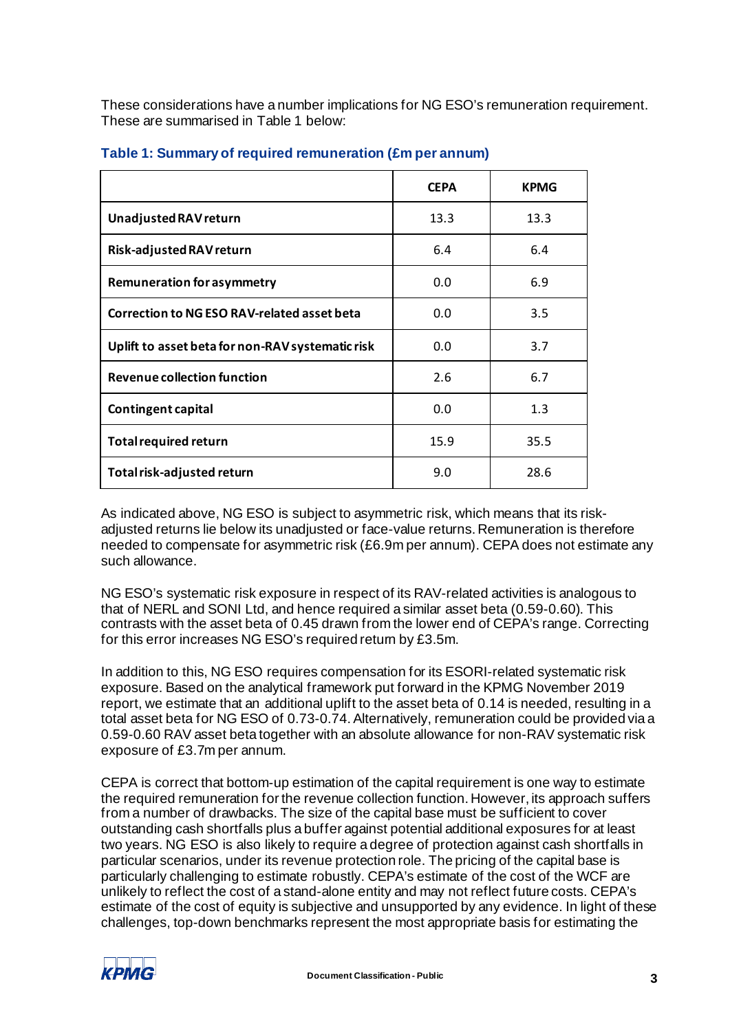These considerations have a number implications for NG ESO's remuneration requirement. These are summarised in Table 1 below:

**Table 1: Summary of required remuneration (£m per annum)**

| | CEPA | KPMG |
|---|---|---|
| **Unadjusted RAV return** | 13.3 | 13.3 |
| **Risk-adjusted RAV return** | 6.4 | 6.4 |
| **Remuneration for asymmetry** | 0.0 | 6.9 |
| **Correction to NG ESO RAV-related asset beta** | 0.0 | 3.5 |
| **Uplift to asset beta for non-RAV systematic risk** | 0.0 | 3.7 |
| **Revenue collection function** | 2.6 | 6.7 |
| **Contingent capital** | 0.0 | 1.3 |
| **Total required return** | 15.9 | 35.5 |
| **Total risk-adjusted return** | 9.0 | 28.6 |

As indicated above, NG ESO is subject to asymmetric risk, which means that its risk-adjusted returns lie below its unadjusted or face-value returns. Remuneration is therefore needed to compensate for asymmetric risk (£6.9m per annum). CEPA does not estimate any such allowance.

NG ESO's systematic risk exposure in respect of its RAV-related activities is analogous to that of NERL and SONI Ltd, and hence required a similar asset beta (0.59-0.60). This contrasts with the asset beta of 0.45 drawn from the lower end of CEPA's range. Correcting for this error increases NG ESO's required return by £3.5m.

In addition to this, NG ESO requires compensation for its ESORI-related systematic risk exposure. Based on the analytical framework put forward in the KPMG November 2019 report, we estimate that an additional uplift to the asset beta of 0.14 is needed, resulting in a total asset beta for NG ESO of 0.73-0.74. Alternatively, remuneration could be provided via a 0.59-0.60 RAV asset beta together with an absolute allowance for non-RAV systematic risk exposure of £3.7m per annum.

CEPA is correct that bottom-up estimation of the capital requirement is one way to estimate the required remuneration for the revenue collection function. However, its approach suffers from a number of drawbacks. The size of the capital base must be sufficient to cover outstanding cash shortfalls plus a buffer against potential additional exposures for at least two years. NG ESO is also likely to require a degree of protection against cash shortfalls in particular scenarios, under its revenue protection role. The pricing of the capital base is particularly challenging to estimate robustly. CEPA's estimate of the cost of the WCF are unlikely to reflect the cost of a stand-alone entity and may not reflect future costs. CEPA's estimate of the cost of equity is subjective and unsupported by any evidence. In light of these challenges, top-down benchmarks represent the most appropriate basis for estimating the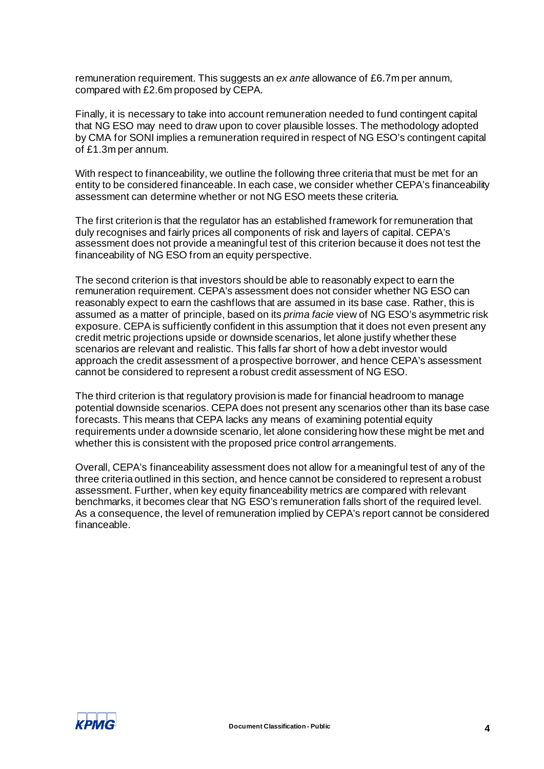remuneration requirement. This suggests an *ex ante* allowance of £6.7m per annum, compared with £2.6m proposed by CEPA.

Finally, it is necessary to take into account remuneration needed to fund contingent capital that NG ESO may need to draw upon to cover plausible losses. The methodology adopted by CMA for SONI implies a remuneration required in respect of NG ESO's contingent capital of £1.3m per annum.

With respect to financeability, we outline the following three criteria that must be met for an entity to be considered financeable. In each case, we consider whether CEPA's financeability assessment can determine whether or not NG ESO meets these criteria.

The first criterion is that the regulator has an established framework for remuneration that duly recognises and fairly prices all components of risk and layers of capital. CEPA's assessment does not provide a meaningful test of this criterion because it does not test the financeability of NG ESO from an equity perspective.

The second criterion is that investors should be able to reasonably expect to earn the remuneration requirement. CEPA's assessment does not consider whether NG ESO can reasonably expect to earn the cashflows that are assumed in its base case. Rather, this is assumed as a matter of principle, based on its *prima facie* view of NG ESO's asymmetric risk exposure. CEPA is sufficiently confident in this assumption that it does not even present any credit metric projections upside or downside scenarios, let alone justify whether these scenarios are relevant and realistic. This falls far short of how a debt investor would approach the credit assessment of a prospective borrower, and hence CEPA's assessment cannot be considered to represent a robust credit assessment of NG ESO.

The third criterion is that regulatory provision is made for financial headroom to manage potential downside scenarios. CEPA does not present any scenarios other than its base case forecasts. This means that CEPA lacks any means of examining potential equity requirements under a downside scenario, let alone considering how these might be met and whether this is consistent with the proposed price control arrangements.

Overall, CEPA's financeability assessment does not allow for a meaningful test of any of the three criteria outlined in this section, and hence cannot be considered to represent a robust assessment. Further, when key equity financeability metrics are compared with relevant benchmarks, it becomes clear that NG ESO's remuneration falls short of the required level. As a consequence, the level of remuneration implied by CEPA's report cannot be considered financeable.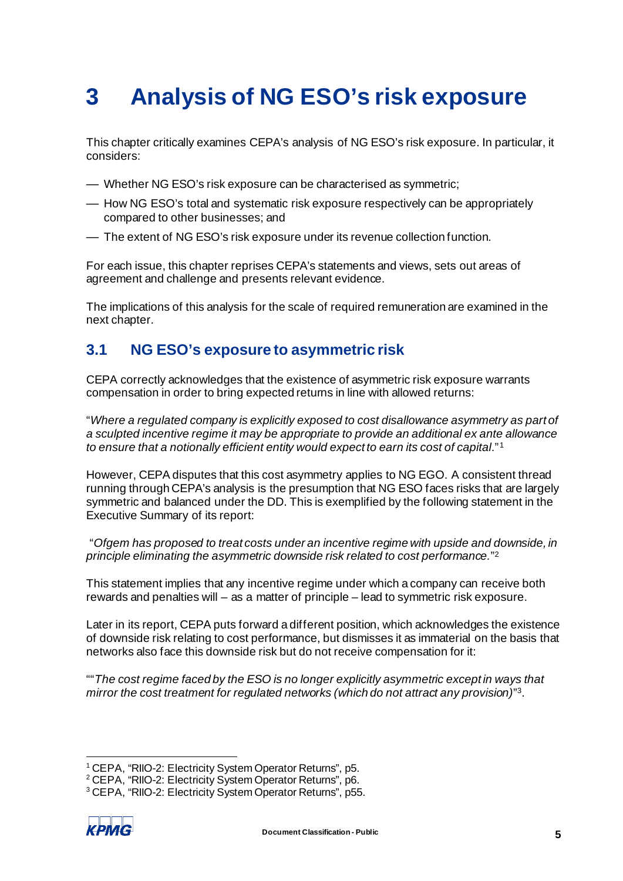# 3 Analysis of NG ESO's risk exposure

This chapter critically examines CEPA's analysis of NG ESO's risk exposure. In particular, it considers:

— Whether NG ESO's risk exposure can be characterised as symmetric;

— How NG ESO's total and systematic risk exposure respectively can be appropriately compared to other businesses; and

— The extent of NG ESO's risk exposure under its revenue collection function.

For each issue, this chapter reprises CEPA's statements and views, sets out areas of agreement and challenge and presents relevant evidence.

The implications of this analysis for the scale of required remuneration are examined in the next chapter.

## 3.1 NG ESO's exposure to asymmetric risk

CEPA correctly acknowledges that the existence of asymmetric risk exposure warrants compensation in order to bring expected returns in line with allowed returns:

"*Where a regulated company is explicitly exposed to cost disallowance asymmetry as part of a sculpted incentive regime it may be appropriate to provide an additional ex ante allowance to ensure that a notionally efficient entity would expect to earn its cost of capital*."[1]

However, CEPA disputes that this cost asymmetry applies to NG EGO. A consistent thread running through CEPA's analysis is the presumption that NG ESO faces risks that are largely symmetric and balanced under the DD. This is exemplified by the following statement in the Executive Summary of its report:

"*Ofgem has proposed to treat costs under an incentive regime with upside and downside, in principle eliminating the asymmetric downside risk related to cost performance.*"[2]

This statement implies that any incentive regime under which a company can receive both rewards and penalties will – as a matter of principle – lead to symmetric risk exposure.

Later in its report, CEPA puts forward a different position, which acknowledges the existence of downside risk relating to cost performance, but dismisses it as immaterial on the basis that networks also face this downside risk but do not receive compensation for it:

""*The cost regime faced by the ESO is no longer explicitly asymmetric except in ways that mirror the cost treatment for regulated networks (which do not attract any provision)*"[3].

[1] CEPA, "RIIO-2: Electricity System Operator Returns", p5.

[2] CEPA, "RIIO-2: Electricity System Operator Returns", p6.

[3] CEPA, "RIIO-2: Electricity System Operator Returns", p55.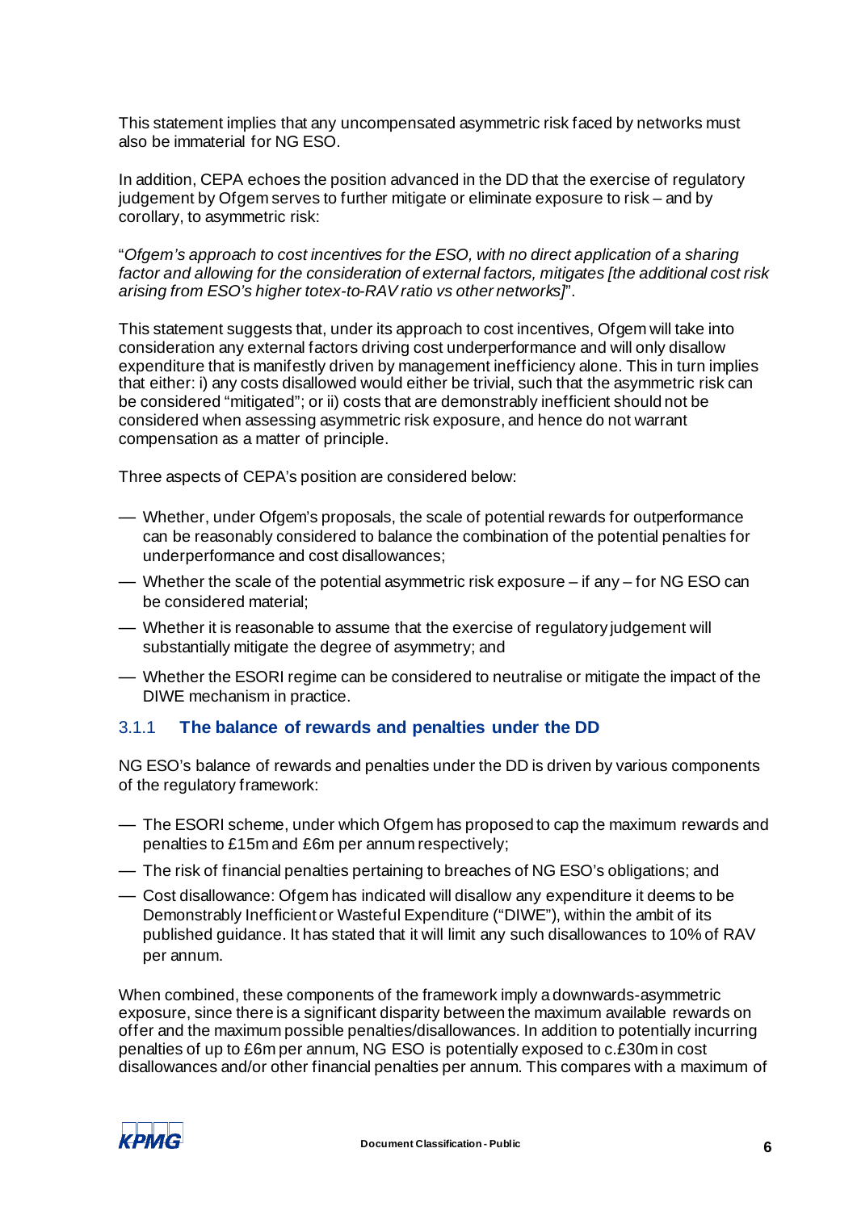This statement implies that any uncompensated asymmetric risk faced by networks must also be immaterial for NG ESO.

In addition, CEPA echoes the position advanced in the DD that the exercise of regulatory judgement by Ofgem serves to further mitigate or eliminate exposure to risk – and by corollary, to asymmetric risk:

"*Ofgem's approach to cost incentives for the ESO, with no direct application of a sharing factor and allowing for the consideration of external factors, mitigates [the additional cost risk arising from ESO's higher totex-to-RAV ratio vs other networks]*".

This statement suggests that, under its approach to cost incentives, Ofgem will take into consideration any external factors driving cost underperformance and will only disallow expenditure that is manifestly driven by management inefficiency alone. This in turn implies that either: i) any costs disallowed would either be trivial, such that the asymmetric risk can be considered "mitigated"; or ii) costs that are demonstrably inefficient should not be considered when assessing asymmetric risk exposure, and hence do not warrant compensation as a matter of principle.

Three aspects of CEPA's position are considered below:

- Whether, under Ofgem's proposals, the scale of potential rewards for outperformance can be reasonably considered to balance the combination of the potential penalties for underperformance and cost disallowances;
- Whether the scale of the potential asymmetric risk exposure – if any – for NG ESO can be considered material;
- Whether it is reasonable to assume that the exercise of regulatory judgement will substantially mitigate the degree of asymmetry; and
- Whether the ESORI regime can be considered to neutralise or mitigate the impact of the DIWE mechanism in practice.

### 3.1.1 The balance of rewards and penalties under the DD

NG ESO's balance of rewards and penalties under the DD is driven by various components of the regulatory framework:

- The ESORI scheme, under which Ofgem has proposed to cap the maximum rewards and penalties to £15m and £6m per annum respectively;
- The risk of financial penalties pertaining to breaches of NG ESO's obligations; and
- Cost disallowance: Ofgem has indicated will disallow any expenditure it deems to be Demonstrably Inefficient or Wasteful Expenditure ("DIWE"), within the ambit of its published guidance. It has stated that it will limit any such disallowances to 10% of RAV per annum.

When combined, these components of the framework imply a downwards-asymmetric exposure, since there is a significant disparity between the maximum available rewards on offer and the maximum possible penalties/disallowances. In addition to potentially incurring penalties of up to £6m per annum, NG ESO is potentially exposed to c.£30m in cost disallowances and/or other financial penalties per annum. This compares with a maximum of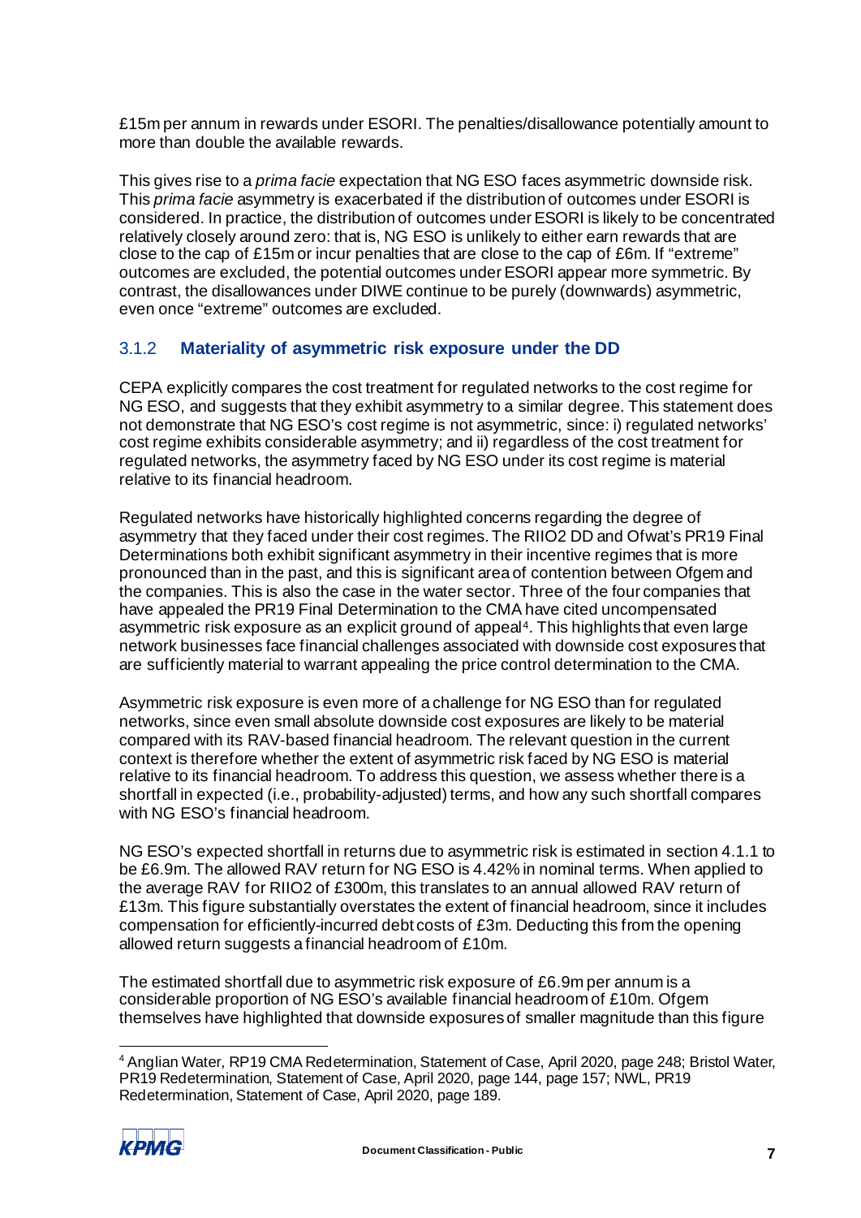£15m per annum in rewards under ESORI. The penalties/disallowance potentially amount to more than double the available rewards.

This gives rise to a *prima facie* expectation that NG ESO faces asymmetric downside risk. This *prima facie* asymmetry is exacerbated if the distribution of outcomes under ESORI is considered. In practice, the distribution of outcomes under ESORI is likely to be concentrated relatively closely around zero: that is, NG ESO is unlikely to either earn rewards that are close to the cap of £15m or incur penalties that are close to the cap of £6m. If "extreme" outcomes are excluded, the potential outcomes under ESORI appear more symmetric. By contrast, the disallowances under DIWE continue to be purely (downwards) asymmetric, even once "extreme" outcomes are excluded.

### 3.1.2 Materiality of asymmetric risk exposure under the DD

CEPA explicitly compares the cost treatment for regulated networks to the cost regime for NG ESO, and suggests that they exhibit asymmetry to a similar degree. This statement does not demonstrate that NG ESO's cost regime is not asymmetric, since: i) regulated networks' cost regime exhibits considerable asymmetry; and ii) regardless of the cost treatment for regulated networks, the asymmetry faced by NG ESO under its cost regime is material relative to its financial headroom.

Regulated networks have historically highlighted concerns regarding the degree of asymmetry that they faced under their cost regimes. The RIIO2 DD and Ofwat's PR19 Final Determinations both exhibit significant asymmetry in their incentive regimes that is more pronounced than in the past, and this is significant area of contention between Ofgem and the companies. This is also the case in the water sector. Three of the four companies that have appealed the PR19 Final Determination to the CMA have cited uncompensated asymmetric risk exposure as an explicit ground of appeal[4]. This highlights that even large network businesses face financial challenges associated with downside cost exposures that are sufficiently material to warrant appealing the price control determination to the CMA.

Asymmetric risk exposure is even more of a challenge for NG ESO than for regulated networks, since even small absolute downside cost exposures are likely to be material compared with its RAV-based financial headroom. The relevant question in the current context is therefore whether the extent of asymmetric risk faced by NG ESO is material relative to its financial headroom. To address this question, we assess whether there is a shortfall in expected (i.e., probability-adjusted) terms, and how any such shortfall compares with NG ESO's financial headroom.

NG ESO's expected shortfall in returns due to asymmetric risk is estimated in section 4.1.1 to be £6.9m. The allowed RAV return for NG ESO is 4.42% in nominal terms. When applied to the average RAV for RIIO2 of £300m, this translates to an annual allowed RAV return of £13m. This figure substantially overstates the extent of financial headroom, since it includes compensation for efficiently-incurred debt costs of £3m. Deducting this from the opening allowed return suggests a financial headroom of £10m.

The estimated shortfall due to asymmetric risk exposure of £6.9m per annum is a considerable proportion of NG ESO's available financial headroom of £10m. Ofgem themselves have highlighted that downside exposures of smaller magnitude than this figure

---

[4] Anglian Water, RP19 CMA Redetermination, Statement of Case, April 2020, page 248; Bristol Water, PR19 Redetermination, Statement of Case, April 2020, page 144, page 157; NWL, PR19 Redetermination, Statement of Case, April 2020, page 189.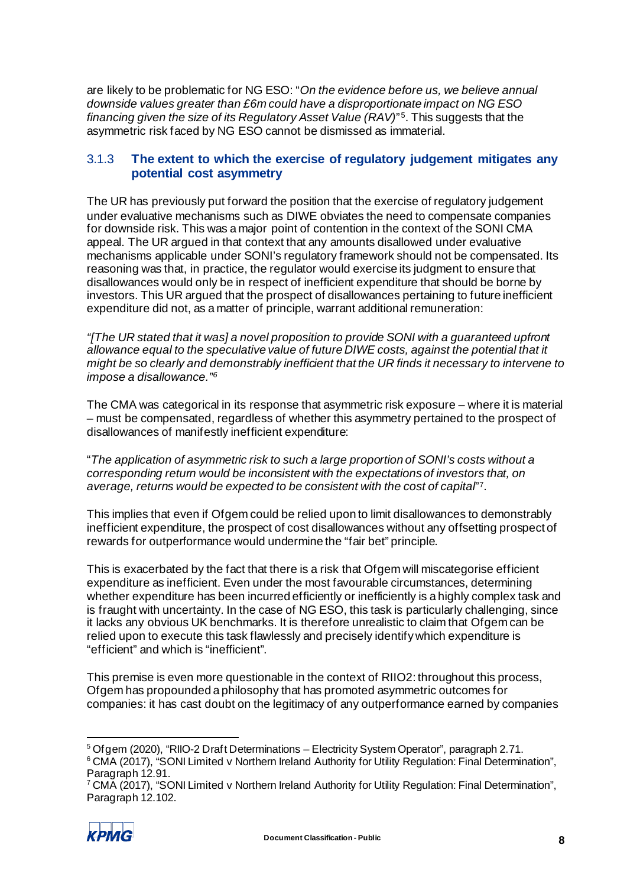are likely to be problematic for NG ESO: "*On the evidence before us, we believe annual downside values greater than £6m could have a disproportionate impact on NG ESO financing given the size of its Regulatory Asset Value (RAV)*"[5]. This suggests that the asymmetric risk faced by NG ESO cannot be dismissed as immaterial.

### 3.1.3 The extent to which the exercise of regulatory judgement mitigates any potential cost asymmetry

The UR has previously put forward the position that the exercise of regulatory judgement under evaluative mechanisms such as DIWE obviates the need to compensate companies for downside risk. This was a major point of contention in the context of the SONI CMA appeal. The UR argued in that context that any amounts disallowed under evaluative mechanisms applicable under SONI's regulatory framework should not be compensated. Its reasoning was that, in practice, the regulator would exercise its judgment to ensure that disallowances would only be in respect of inefficient expenditure that should be borne by investors. This UR argued that the prospect of disallowances pertaining to future inefficient expenditure did not, as a matter of principle, warrant additional remuneration:

*"[The UR stated that it was] a novel proposition to provide SONI with a guaranteed upfront allowance equal to the speculative value of future DIWE costs, against the potential that it might be so clearly and demonstrably inefficient that the UR finds it necessary to intervene to impose a disallowance."*[6]

The CMA was categorical in its response that asymmetric risk exposure – where it is material – must be compensated, regardless of whether this asymmetry pertained to the prospect of disallowances of manifestly inefficient expenditure:

"*The application of asymmetric risk to such a large proportion of SONI's costs without a corresponding return would be inconsistent with the expectations of investors that, on average, returns would be expected to be consistent with the cost of capital*"[7].

This implies that even if Ofgem could be relied upon to limit disallowances to demonstrably inefficient expenditure, the prospect of cost disallowances without any offsetting prospect of rewards for outperformance would undermine the "fair bet" principle.

This is exacerbated by the fact that there is a risk that Ofgem will miscategorise efficient expenditure as inefficient. Even under the most favourable circumstances, determining whether expenditure has been incurred efficiently or inefficiently is a highly complex task and is fraught with uncertainty. In the case of NG ESO, this task is particularly challenging, since it lacks any obvious UK benchmarks. It is therefore unrealistic to claim that Ofgem can be relied upon to execute this task flawlessly and precisely identify which expenditure is "efficient" and which is "inefficient".

This premise is even more questionable in the context of RIIO2: throughout this process, Ofgem has propounded a philosophy that has promoted asymmetric outcomes for companies: it has cast doubt on the legitimacy of any outperformance earned by companies

---

[5] Ofgem (2020), "RIIO-2 Draft Determinations – Electricity System Operator", paragraph 2.71.

[6] CMA (2017), "SONI Limited v Northern Ireland Authority for Utility Regulation: Final Determination", Paragraph 12.91.

[7] CMA (2017), "SONI Limited v Northern Ireland Authority for Utility Regulation: Final Determination", Paragraph 12.102.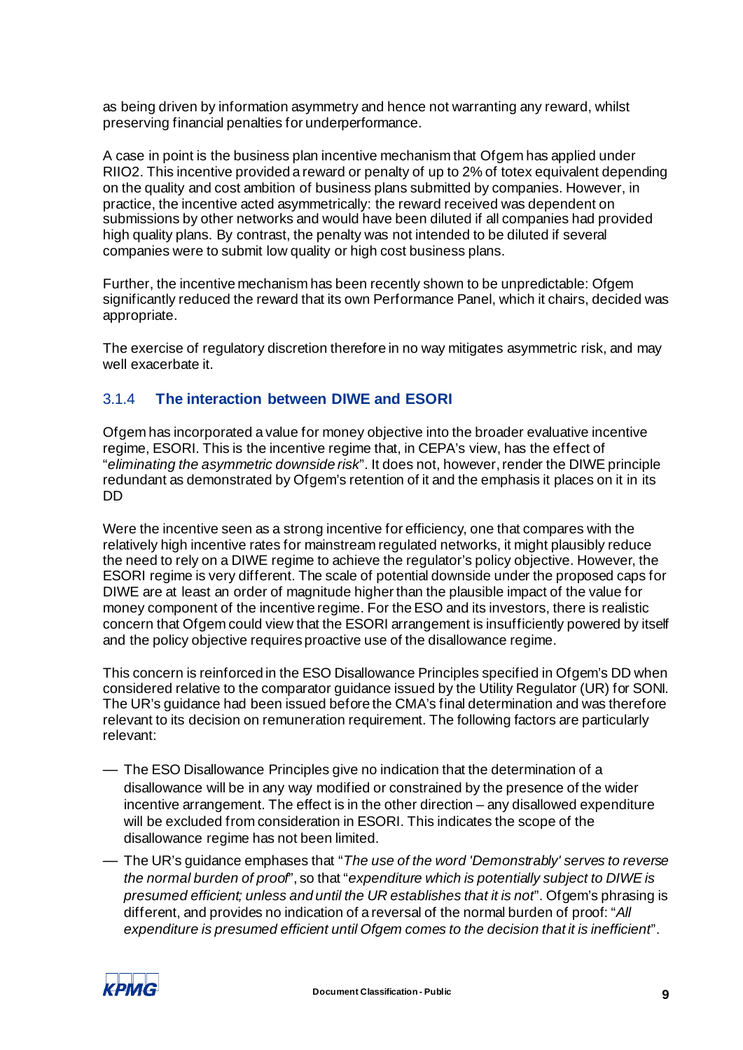as being driven by information asymmetry and hence not warranting any reward, whilst preserving financial penalties for underperformance.

A case in point is the business plan incentive mechanism that Ofgem has applied under RIIO2. This incentive provided a reward or penalty of up to 2% of totex equivalent depending on the quality and cost ambition of business plans submitted by companies. However, in practice, the incentive acted asymmetrically: the reward received was dependent on submissions by other networks and would have been diluted if all companies had provided high quality plans. By contrast, the penalty was not intended to be diluted if several companies were to submit low quality or high cost business plans.

Further, the incentive mechanism has been recently shown to be unpredictable: Ofgem significantly reduced the reward that its own Performance Panel, which it chairs, decided was appropriate.

The exercise of regulatory discretion therefore in no way mitigates asymmetric risk, and may well exacerbate it.

### 3.1.4 The interaction between DIWE and ESORI

Ofgem has incorporated a value for money objective into the broader evaluative incentive regime, ESORI. This is the incentive regime that, in CEPA's view, has the effect of "*eliminating the asymmetric downside risk*". It does not, however, render the DIWE principle redundant as demonstrated by Ofgem's retention of it and the emphasis it places on it in its DD

Were the incentive seen as a strong incentive for efficiency, one that compares with the relatively high incentive rates for mainstream regulated networks, it might plausibly reduce the need to rely on a DIWE regime to achieve the regulator's policy objective. However, the ESORI regime is very different. The scale of potential downside under the proposed caps for DIWE are at least an order of magnitude higher than the plausible impact of the value for money component of the incentive regime. For the ESO and its investors, there is realistic concern that Ofgem could view that the ESORI arrangement is insufficiently powered by itself and the policy objective requires proactive use of the disallowance regime.

This concern is reinforced in the ESO Disallowance Principles specified in Ofgem's DD when considered relative to the comparator guidance issued by the Utility Regulator (UR) for SONI. The UR's guidance had been issued before the CMA's final determination and was therefore relevant to its decision on remuneration requirement. The following factors are particularly relevant:

- The ESO Disallowance Principles give no indication that the determination of a disallowance will be in any way modified or constrained by the presence of the wider incentive arrangement. The effect is in the other direction – any disallowed expenditure will be excluded from consideration in ESORI. This indicates the scope of the disallowance regime has not been limited.
- The UR's guidance emphases that "*The use of the word 'Demonstrably' serves to reverse the normal burden of proof*", so that "*expenditure which is potentially subject to DIWE is presumed efficient; unless and until the UR establishes that it is not*". Ofgem's phrasing is different, and provides no indication of a reversal of the normal burden of proof: "*All expenditure is presumed efficient until Ofgem comes to the decision that it is inefficient*".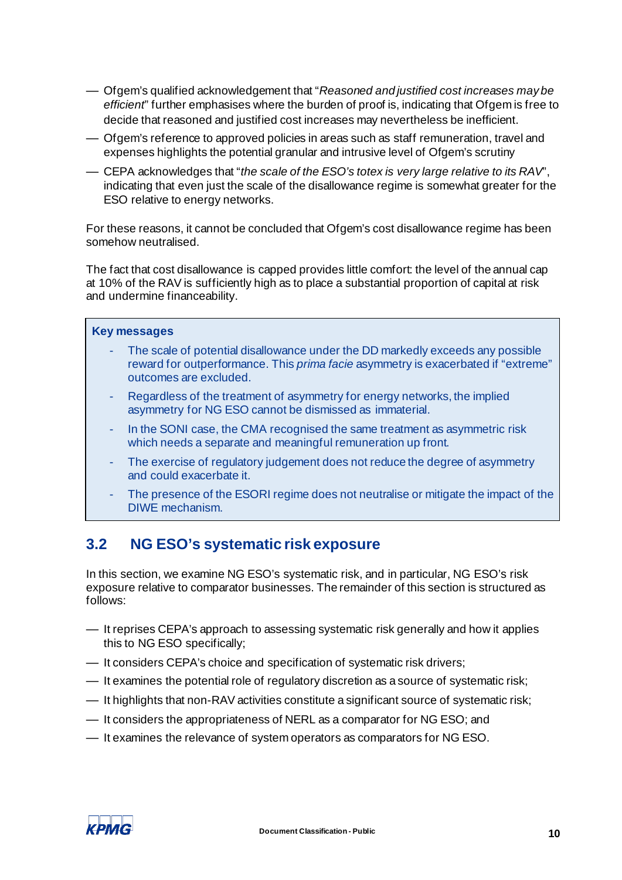- Ofgem's qualified acknowledgement that "*Reasoned and justified cost increases may be efficient*" further emphasises where the burden of proof is, indicating that Ofgem is free to decide that reasoned and justified cost increases may nevertheless be inefficient.
- Ofgem's reference to approved policies in areas such as staff remuneration, travel and expenses highlights the potential granular and intrusive level of Ofgem's scrutiny
- CEPA acknowledges that "*the scale of the ESO's totex is very large relative to its RAV*", indicating that even just the scale of the disallowance regime is somewhat greater for the ESO relative to energy networks.

For these reasons, it cannot be concluded that Ofgem's cost disallowance regime has been somehow neutralised.

The fact that cost disallowance is capped provides little comfort: the level of the annual cap at 10% of the RAV is sufficiently high as to place a substantial proportion of capital at risk and undermine financeability.

> **Key messages**
>
> - The scale of potential disallowance under the DD markedly exceeds any possible reward for outperformance. This *prima facie* asymmetry is exacerbated if "extreme" outcomes are excluded.
> - Regardless of the treatment of asymmetry for energy networks, the implied asymmetry for NG ESO cannot be dismissed as immaterial.
> - In the SONI case, the CMA recognised the same treatment as asymmetric risk which needs a separate and meaningful remuneration up front.
> - The exercise of regulatory judgement does not reduce the degree of asymmetry and could exacerbate it.
> - The presence of the ESORI regime does not neutralise or mitigate the impact of the DIWE mechanism.

## 3.2 NG ESO's systematic risk exposure

In this section, we examine NG ESO's systematic risk, and in particular, NG ESO's risk exposure relative to comparator businesses. The remainder of this section is structured as follows:

- It reprises CEPA's approach to assessing systematic risk generally and how it applies this to NG ESO specifically;
- It considers CEPA's choice and specification of systematic risk drivers;
- It examines the potential role of regulatory discretion as a source of systematic risk;
- It highlights that non-RAV activities constitute a significant source of systematic risk;
- It considers the appropriateness of NERL as a comparator for NG ESO; and
- It examines the relevance of system operators as comparators for NG ESO.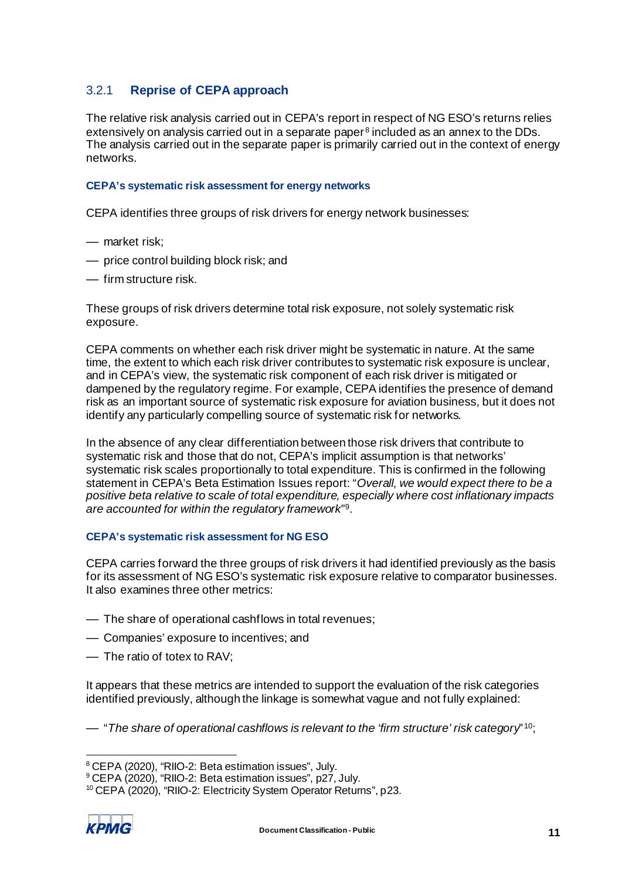### 3.2.1 Reprise of CEPA approach

The relative risk analysis carried out in CEPA's report in respect of NG ESO's returns relies extensively on analysis carried out in a separate paper[8] included as an annex to the DDs. The analysis carried out in the separate paper is primarily carried out in the context of energy networks.

#### CEPA's systematic risk assessment for energy networks

CEPA identifies three groups of risk drivers for energy network businesses:

- market risk;
- price control building block risk; and
- firm structure risk.

These groups of risk drivers determine total risk exposure, not solely systematic risk exposure.

CEPA comments on whether each risk driver might be systematic in nature. At the same time, the extent to which each risk driver contributes to systematic risk exposure is unclear, and in CEPA's view, the systematic risk component of each risk driver is mitigated or dampened by the regulatory regime. For example, CEPA identifies the presence of demand risk as an important source of systematic risk exposure for aviation business, but it does not identify any particularly compelling source of systematic risk for networks.

In the absence of any clear differentiation between those risk drivers that contribute to systematic risk and those that do not, CEPA's implicit assumption is that networks' systematic risk scales proportionally to total expenditure. This is confirmed in the following statement in CEPA's Beta Estimation Issues report: "*Overall, we would expect there to be a positive beta relative to scale of total expenditure, especially where cost inflationary impacts are accounted for within the regulatory framework*"[9].

#### CEPA's systematic risk assessment for NG ESO

CEPA carries forward the three groups of risk drivers it had identified previously as the basis for its assessment of NG ESO's systematic risk exposure relative to comparator businesses. It also examines three other metrics:

- The share of operational cashflows in total revenues;
- Companies' exposure to incentives; and
- The ratio of totex to RAV;

It appears that these metrics are intended to support the evaluation of the risk categories identified previously, although the linkage is somewhat vague and not fully explained:

- "*The share of operational cashflows is relevant to the 'firm structure' risk category*"[10];

---

[8] CEPA (2020), "RIIO-2: Beta estimation issues", July.

[9] CEPA (2020), "RIIO-2: Beta estimation issues", p27, July.

[10] CEPA (2020), "RIIO-2: Electricity System Operator Returns", p23.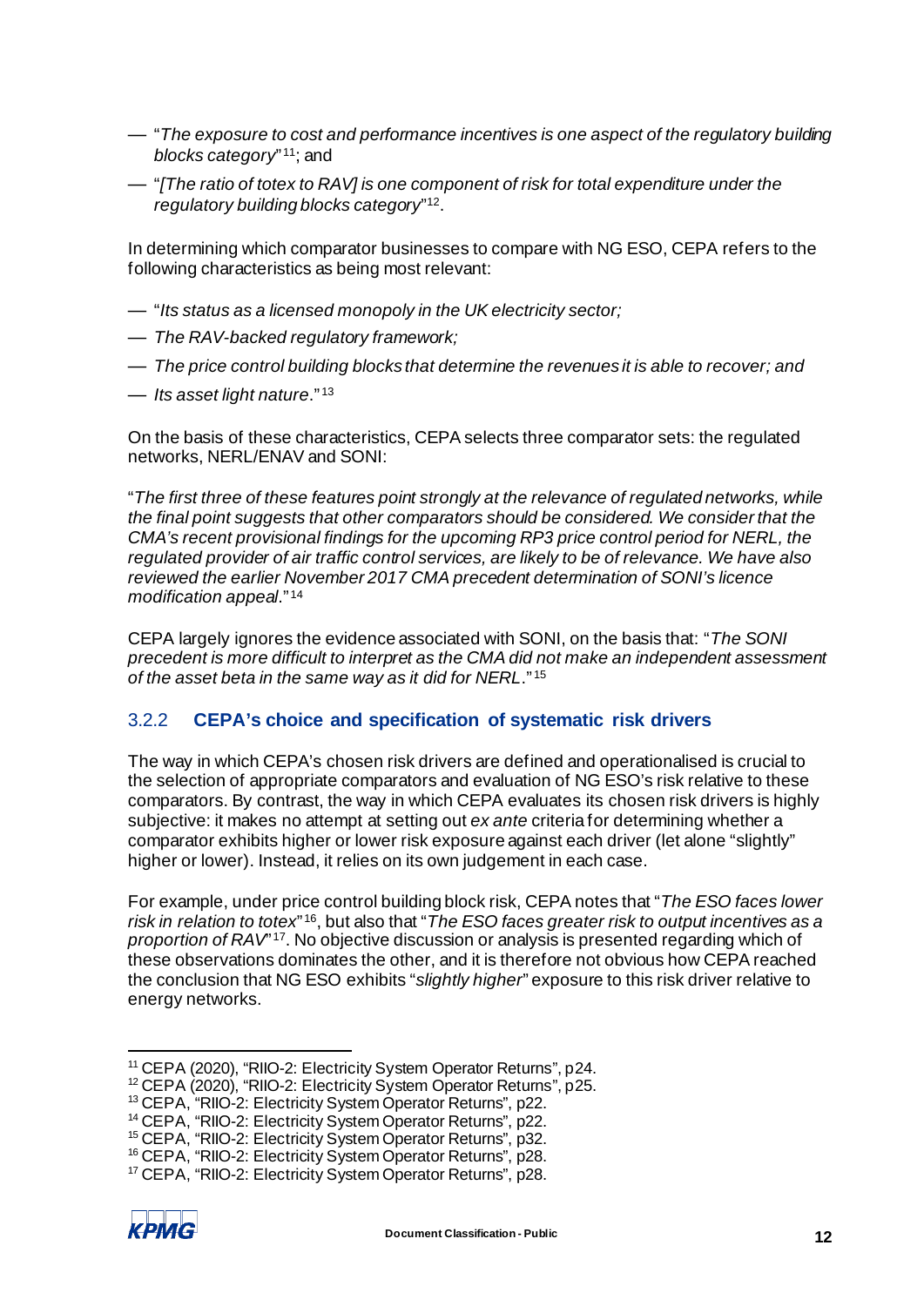- "*The exposure to cost and performance incentives is one aspect of the regulatory building blocks category*"[11]; and
- "*[The ratio of totex to RAV] is one component of risk for total expenditure under the regulatory building blocks category*"[12].

In determining which comparator businesses to compare with NG ESO, CEPA refers to the following characteristics as being most relevant:

- "*Its status as a licensed monopoly in the UK electricity sector;*
- *The RAV-backed regulatory framework;*
- *The price control building blocks that determine the revenues it is able to recover; and*
- *Its asset light nature*."[13]

On the basis of these characteristics, CEPA selects three comparator sets: the regulated networks, NERL/ENAV and SONI:

"*The first three of these features point strongly at the relevance of regulated networks, while the final point suggests that other comparators should be considered. We consider that the CMA's recent provisional findings for the upcoming RP3 price control period for NERL, the regulated provider of air traffic control services, are likely to be of relevance. We have also reviewed the earlier November 2017 CMA precedent determination of SONI's licence modification appeal*."[14]

CEPA largely ignores the evidence associated with SONI, on the basis that: "*The SONI precedent is more difficult to interpret as the CMA did not make an independent assessment of the asset beta in the same way as it did for NERL*."[15]

### 3.2.2 CEPA's choice and specification of systematic risk drivers

The way in which CEPA's chosen risk drivers are defined and operationalised is crucial to the selection of appropriate comparators and evaluation of NG ESO's risk relative to these comparators. By contrast, the way in which CEPA evaluates its chosen risk drivers is highly subjective: it makes no attempt at setting out *ex ante* criteria for determining whether a comparator exhibits higher or lower risk exposure against each driver (let alone "slightly" higher or lower). Instead, it relies on its own judgement in each case.

For example, under price control building block risk, CEPA notes that "*The ESO faces lower risk in relation to totex*"[16], but also that "*The ESO faces greater risk to output incentives as a proportion of RAV*"[17]. No objective discussion or analysis is presented regarding which of these observations dominates the other, and it is therefore not obvious how CEPA reached the conclusion that NG ESO exhibits "*slightly higher*" exposure to this risk driver relative to energy networks.

---

[11] CEPA (2020), "RIIO-2: Electricity System Operator Returns", p24.
[12] CEPA (2020), "RIIO-2: Electricity System Operator Returns", p25.
[13] CEPA, "RIIO-2: Electricity System Operator Returns", p22.
[14] CEPA, "RIIO-2: Electricity System Operator Returns", p22.
[15] CEPA, "RIIO-2: Electricity System Operator Returns", p32.
[16] CEPA, "RIIO-2: Electricity System Operator Returns", p28.
[17] CEPA, "RIIO-2: Electricity System Operator Returns", p28.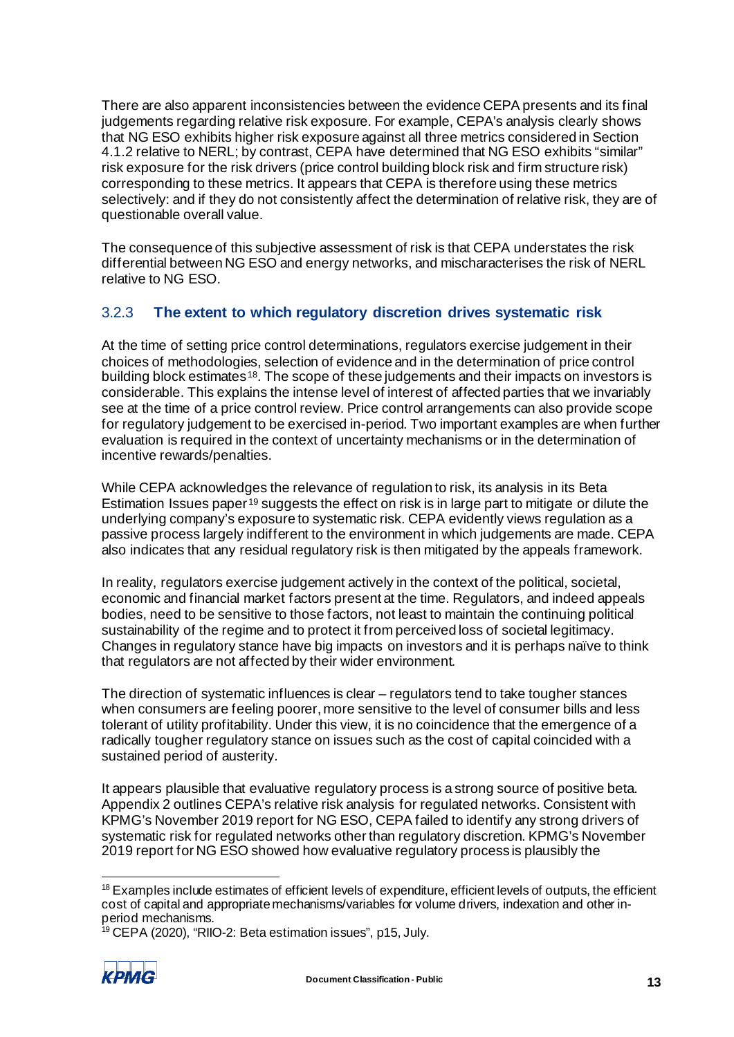There are also apparent inconsistencies between the evidence CEPA presents and its final judgements regarding relative risk exposure. For example, CEPA's analysis clearly shows that NG ESO exhibits higher risk exposure against all three metrics considered in Section 4.1.2 relative to NERL; by contrast, CEPA have determined that NG ESO exhibits "similar" risk exposure for the risk drivers (price control building block risk and firm structure risk) corresponding to these metrics. It appears that CEPA is therefore using these metrics selectively: and if they do not consistently affect the determination of relative risk, they are of questionable overall value.

The consequence of this subjective assessment of risk is that CEPA understates the risk differential between NG ESO and energy networks, and mischaracterises the risk of NERL relative to NG ESO.

### 3.2.3 The extent to which regulatory discretion drives systematic risk

At the time of setting price control determinations, regulators exercise judgement in their choices of methodologies, selection of evidence and in the determination of price control building block estimates[18]. The scope of these judgements and their impacts on investors is considerable. This explains the intense level of interest of affected parties that we invariably see at the time of a price control review. Price control arrangements can also provide scope for regulatory judgement to be exercised in-period. Two important examples are when further evaluation is required in the context of uncertainty mechanisms or in the determination of incentive rewards/penalties.

While CEPA acknowledges the relevance of regulation to risk, its analysis in its Beta Estimation Issues paper[19] suggests the effect on risk is in large part to mitigate or dilute the underlying company's exposure to systematic risk. CEPA evidently views regulation as a passive process largely indifferent to the environment in which judgements are made. CEPA also indicates that any residual regulatory risk is then mitigated by the appeals framework.

In reality, regulators exercise judgement actively in the context of the political, societal, economic and financial market factors present at the time. Regulators, and indeed appeals bodies, need to be sensitive to those factors, not least to maintain the continuing political sustainability of the regime and to protect it from perceived loss of societal legitimacy. Changes in regulatory stance have big impacts on investors and it is perhaps naïve to think that regulators are not affected by their wider environment.

The direction of systematic influences is clear – regulators tend to take tougher stances when consumers are feeling poorer, more sensitive to the level of consumer bills and less tolerant of utility profitability. Under this view, it is no coincidence that the emergence of a radically tougher regulatory stance on issues such as the cost of capital coincided with a sustained period of austerity.

It appears plausible that evaluative regulatory process is a strong source of positive beta. Appendix 2 outlines CEPA's relative risk analysis for regulated networks. Consistent with KPMG's November 2019 report for NG ESO, CEPA failed to identify any strong drivers of systematic risk for regulated networks other than regulatory discretion. KPMG's November 2019 report for NG ESO showed how evaluative regulatory process is plausibly the

---

[18] Examples include estimates of efficient levels of expenditure, efficient levels of outputs, the efficient cost of capital and appropriate mechanisms/variables for volume drivers, indexation and other in-period mechanisms.

[19] CEPA (2020), "RIIO-2: Beta estimation issues", p15, July.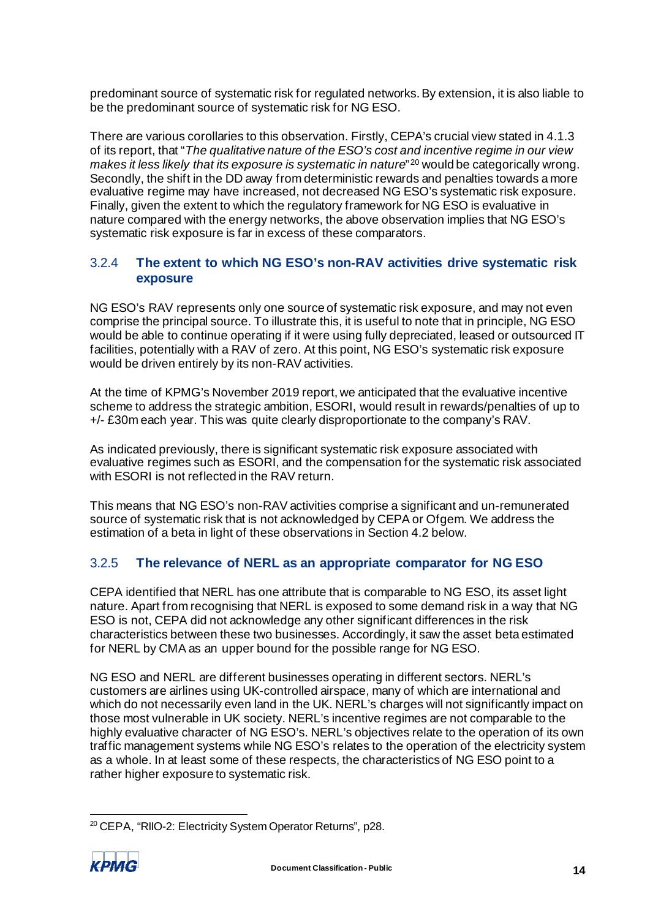predominant source of systematic risk for regulated networks. By extension, it is also liable to be the predominant source of systematic risk for NG ESO.

There are various corollaries to this observation. Firstly, CEPA's crucial view stated in 4.1.3 of its report, that "*The qualitative nature of the ESO's cost and incentive regime in our view makes it less likely that its exposure is systematic in nature*"[20] would be categorically wrong. Secondly, the shift in the DD away from deterministic rewards and penalties towards a more evaluative regime may have increased, not decreased NG ESO's systematic risk exposure. Finally, given the extent to which the regulatory framework for NG ESO is evaluative in nature compared with the energy networks, the above observation implies that NG ESO's systematic risk exposure is far in excess of these comparators.

### 3.2.4 The extent to which NG ESO's non-RAV activities drive systematic risk exposure

NG ESO's RAV represents only one source of systematic risk exposure, and may not even comprise the principal source. To illustrate this, it is useful to note that in principle, NG ESO would be able to continue operating if it were using fully depreciated, leased or outsourced IT facilities, potentially with a RAV of zero. At this point, NG ESO's systematic risk exposure would be driven entirely by its non-RAV activities.

At the time of KPMG's November 2019 report, we anticipated that the evaluative incentive scheme to address the strategic ambition, ESORI, would result in rewards/penalties of up to +/- £30m each year. This was quite clearly disproportionate to the company's RAV.

As indicated previously, there is significant systematic risk exposure associated with evaluative regimes such as ESORI, and the compensation for the systematic risk associated with ESORI is not reflected in the RAV return.

This means that NG ESO's non-RAV activities comprise a significant and un-remunerated source of systematic risk that is not acknowledged by CEPA or Ofgem. We address the estimation of a beta in light of these observations in Section 4.2 below.

### 3.2.5 The relevance of NERL as an appropriate comparator for NG ESO

CEPA identified that NERL has one attribute that is comparable to NG ESO, its asset light nature. Apart from recognising that NERL is exposed to some demand risk in a way that NG ESO is not, CEPA did not acknowledge any other significant differences in the risk characteristics between these two businesses. Accordingly, it saw the asset beta estimated for NERL by CMA as an upper bound for the possible range for NG ESO.

NG ESO and NERL are different businesses operating in different sectors. NERL's customers are airlines using UK-controlled airspace, many of which are international and which do not necessarily even land in the UK. NERL's charges will not significantly impact on those most vulnerable in UK society. NERL's incentive regimes are not comparable to the highly evaluative character of NG ESO's. NERL's objectives relate to the operation of its own traffic management systems while NG ESO's relates to the operation of the electricity system as a whole. In at least some of these respects, the characteristics of NG ESO point to a rather higher exposure to systematic risk.

[20] CEPA, "RIIO-2: Electricity System Operator Returns", p28.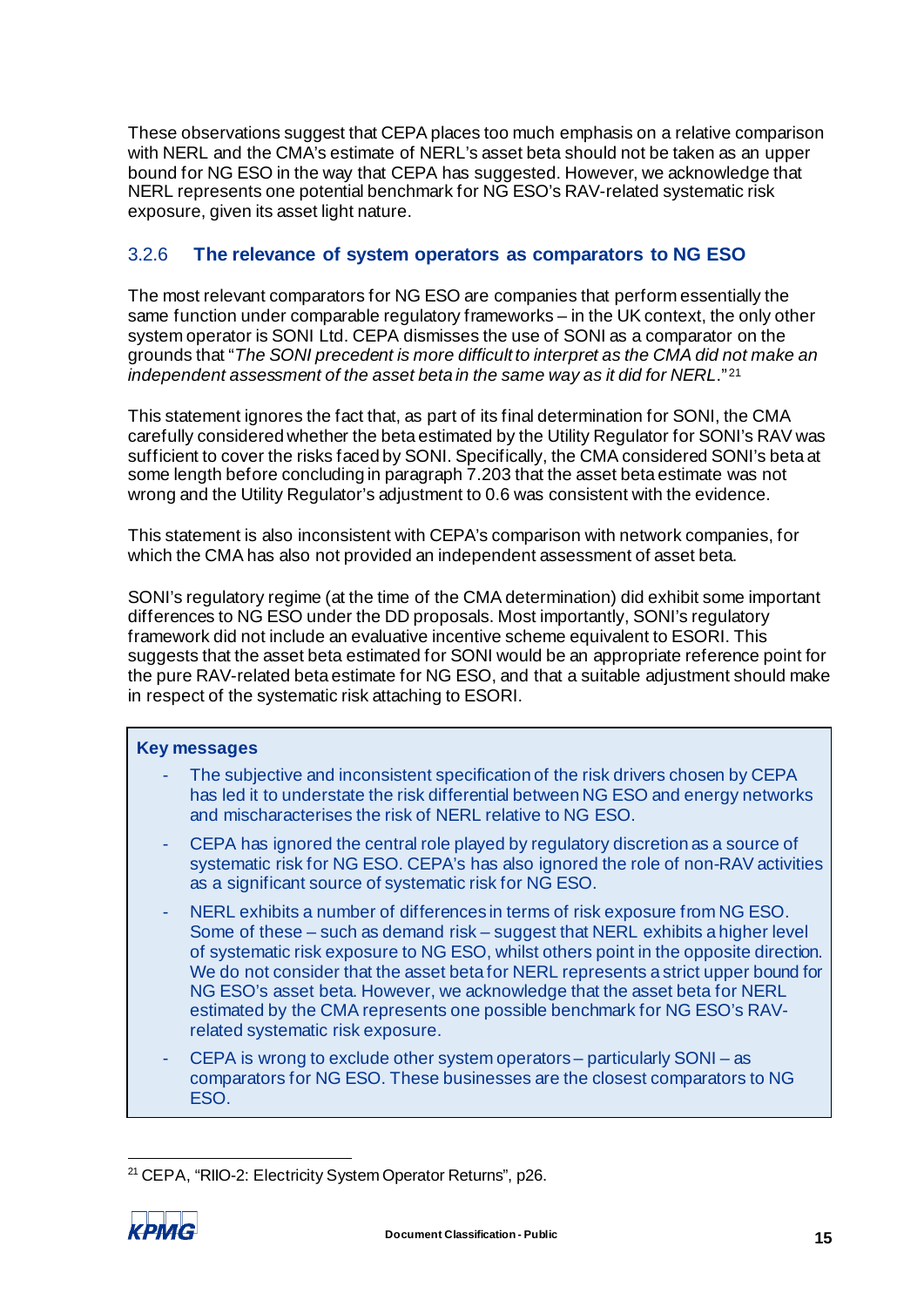These observations suggest that CEPA places too much emphasis on a relative comparison with NERL and the CMA's estimate of NERL's asset beta should not be taken as an upper bound for NG ESO in the way that CEPA has suggested. However, we acknowledge that NERL represents one potential benchmark for NG ESO's RAV-related systematic risk exposure, given its asset light nature.

### 3.2.6 The relevance of system operators as comparators to NG ESO

The most relevant comparators for NG ESO are companies that perform essentially the same function under comparable regulatory frameworks – in the UK context, the only other system operator is SONI Ltd. CEPA dismisses the use of SONI as a comparator on the grounds that "*The SONI precedent is more difficult to interpret as the CMA did not make an independent assessment of the asset beta in the same way as it did for NERL.*"[21]

This statement ignores the fact that, as part of its final determination for SONI, the CMA carefully considered whether the beta estimated by the Utility Regulator for SONI's RAV was sufficient to cover the risks faced by SONI. Specifically, the CMA considered SONI's beta at some length before concluding in paragraph 7.203 that the asset beta estimate was not wrong and the Utility Regulator's adjustment to 0.6 was consistent with the evidence.

This statement is also inconsistent with CEPA's comparison with network companies, for which the CMA has also not provided an independent assessment of asset beta.

SONI's regulatory regime (at the time of the CMA determination) did exhibit some important differences to NG ESO under the DD proposals. Most importantly, SONI's regulatory framework did not include an evaluative incentive scheme equivalent to ESORI. This suggests that the asset beta estimated for SONI would be an appropriate reference point for the pure RAV-related beta estimate for NG ESO, and that a suitable adjustment should make in respect of the systematic risk attaching to ESORI.

**Key messages**

- The subjective and inconsistent specification of the risk drivers chosen by CEPA has led it to understate the risk differential between NG ESO and energy networks and mischaracterises the risk of NERL relative to NG ESO.
- CEPA has ignored the central role played by regulatory discretion as a source of systematic risk for NG ESO. CEPA's has also ignored the role of non-RAV activities as a significant source of systematic risk for NG ESO.
- NERL exhibits a number of differences in terms of risk exposure from NG ESO. Some of these – such as demand risk – suggest that NERL exhibits a higher level of systematic risk exposure to NG ESO, whilst others point in the opposite direction. We do not consider that the asset beta for NERL represents a strict upper bound for NG ESO's asset beta. However, we acknowledge that the asset beta for NERL estimated by the CMA represents one possible benchmark for NG ESO's RAV-related systematic risk exposure.
- CEPA is wrong to exclude other system operators – particularly SONI – as comparators for NG ESO. These businesses are the closest comparators to NG ESO.

[21] CEPA, "RIIO-2: Electricity System Operator Returns", p26.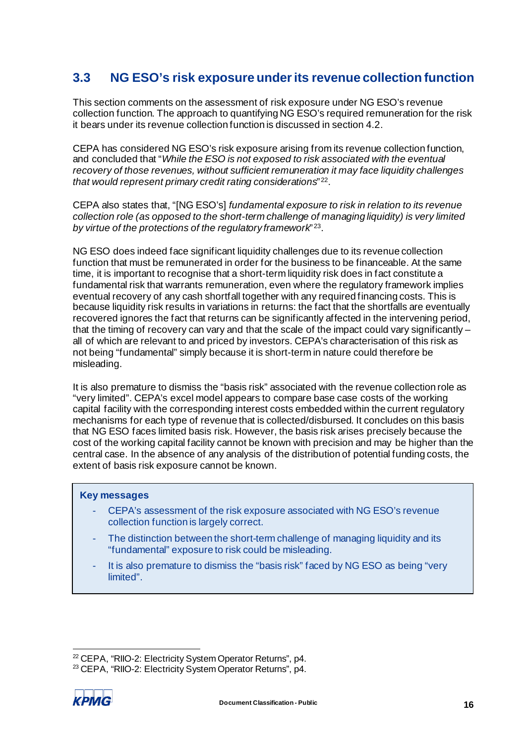## 3.3 NG ESO's risk exposure under its revenue collection function

This section comments on the assessment of risk exposure under NG ESO's revenue collection function. The approach to quantifying NG ESO's required remuneration for the risk it bears under its revenue collection function is discussed in section 4.2.

CEPA has considered NG ESO's risk exposure arising from its revenue collection function, and concluded that "*While the ESO is not exposed to risk associated with the eventual recovery of those revenues, without sufficient remuneration it may face liquidity challenges that would represent primary credit rating considerations*"[22].

CEPA also states that, "[NG ESO's] *fundamental exposure to risk in relation to its revenue collection role (as opposed to the short-term challenge of managing liquidity) is very limited by virtue of the protections of the regulatory framework*"[23].

NG ESO does indeed face significant liquidity challenges due to its revenue collection function that must be remunerated in order for the business to be financeable. At the same time, it is important to recognise that a short-term liquidity risk does in fact constitute a fundamental risk that warrants remuneration, even where the regulatory framework implies eventual recovery of any cash shortfall together with any required financing costs. This is because liquidity risk results in variations in returns: the fact that the shortfalls are eventually recovered ignores the fact that returns can be significantly affected in the intervening period, that the timing of recovery can vary and that the scale of the impact could vary significantly – all of which are relevant to and priced by investors. CEPA's characterisation of this risk as not being "fundamental" simply because it is short-term in nature could therefore be misleading.

It is also premature to dismiss the "basis risk" associated with the revenue collection role as "very limited". CEPA's excel model appears to compare base case costs of the working capital facility with the corresponding interest costs embedded within the current regulatory mechanisms for each type of revenue that is collected/disbursed. It concludes on this basis that NG ESO faces limited basis risk. However, the basis risk arises precisely because the cost of the working capital facility cannot be known with precision and may be higher than the central case. In the absence of any analysis of the distribution of potential funding costs, the extent of basis risk exposure cannot be known.

> **Key messages**
>
> - CEPA's assessment of the risk exposure associated with NG ESO's revenue collection function is largely correct.
> - The distinction between the short-term challenge of managing liquidity and its "fundamental" exposure to risk could be misleading.
> - It is also premature to dismiss the "basis risk" faced by NG ESO as being "very limited".

[22] CEPA, "RIIO-2: Electricity System Operator Returns", p4.

[23] CEPA, "RIIO-2: Electricity System Operator Returns", p4.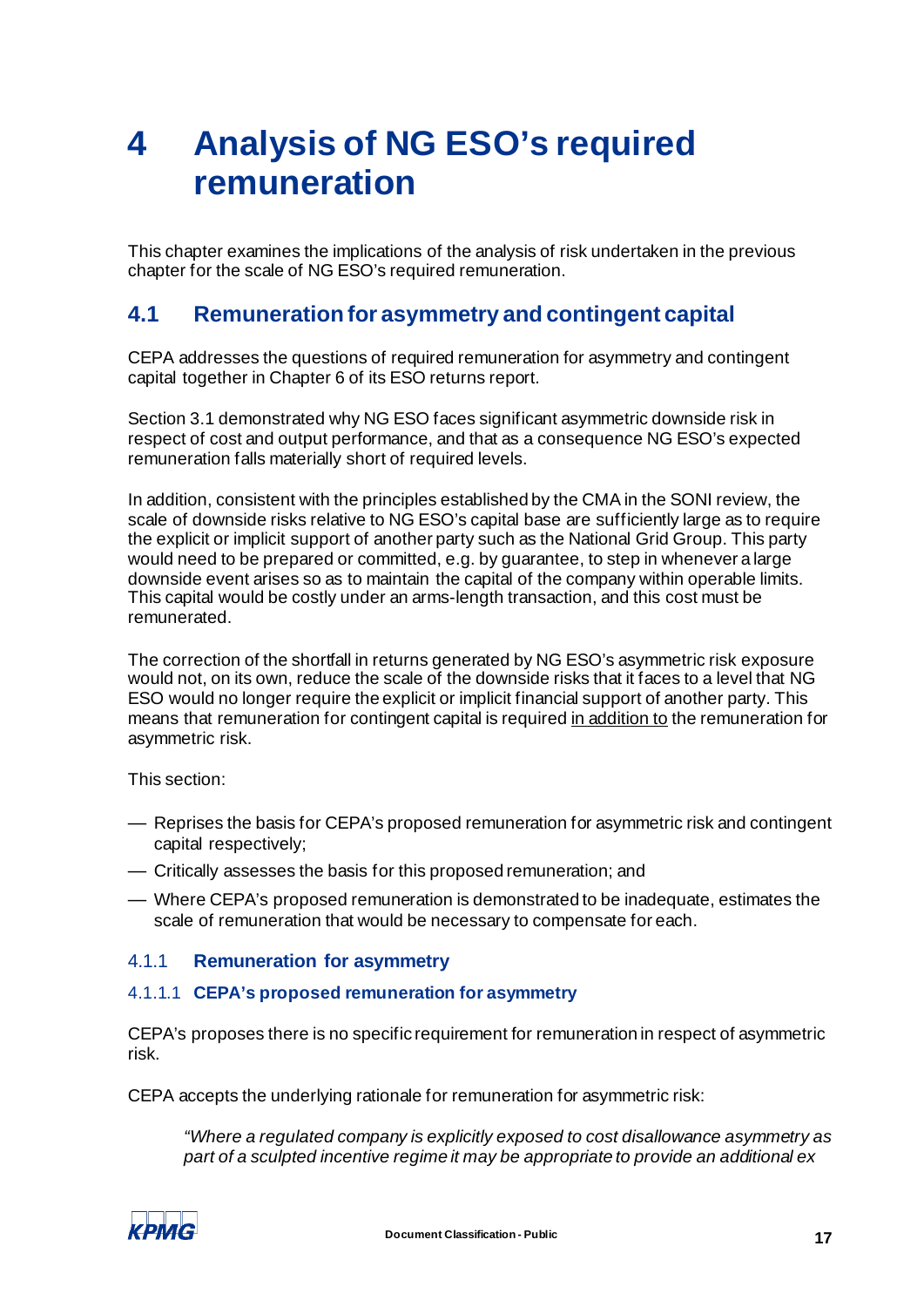# 4 Analysis of NG ESO's required remuneration

This chapter examines the implications of the analysis of risk undertaken in the previous chapter for the scale of NG ESO's required remuneration.

## 4.1 Remuneration for asymmetry and contingent capital

CEPA addresses the questions of required remuneration for asymmetry and contingent capital together in Chapter 6 of its ESO returns report.

Section 3.1 demonstrated why NG ESO faces significant asymmetric downside risk in respect of cost and output performance, and that as a consequence NG ESO's expected remuneration falls materially short of required levels.

In addition, consistent with the principles established by the CMA in the SONI review, the scale of downside risks relative to NG ESO's capital base are sufficiently large as to require the explicit or implicit support of another party such as the National Grid Group. This party would need to be prepared or committed, e.g. by guarantee, to step in whenever a large downside event arises so as to maintain the capital of the company within operable limits. This capital would be costly under an arms-length transaction, and this cost must be remunerated.

The correction of the shortfall in returns generated by NG ESO's asymmetric risk exposure would not, on its own, reduce the scale of the downside risks that it faces to a level that NG ESO would no longer require the explicit or implicit financial support of another party. This means that remuneration for contingent capital is required <u>in addition to</u> the remuneration for asymmetric risk.

This section:

- Reprises the basis for CEPA's proposed remuneration for asymmetric risk and contingent capital respectively;
- Critically assesses the basis for this proposed remuneration; and
- Where CEPA's proposed remuneration is demonstrated to be inadequate, estimates the scale of remuneration that would be necessary to compensate for each.

### 4.1.1 Remuneration for asymmetry

#### 4.1.1.1 CEPA's proposed remuneration for asymmetry

CEPA's proposes there is no specific requirement for remuneration in respect of asymmetric risk.

CEPA accepts the underlying rationale for remuneration for asymmetric risk:

> *"Where a regulated company is explicitly exposed to cost disallowance asymmetry as part of a sculpted incentive regime it may be appropriate to provide an additional ex*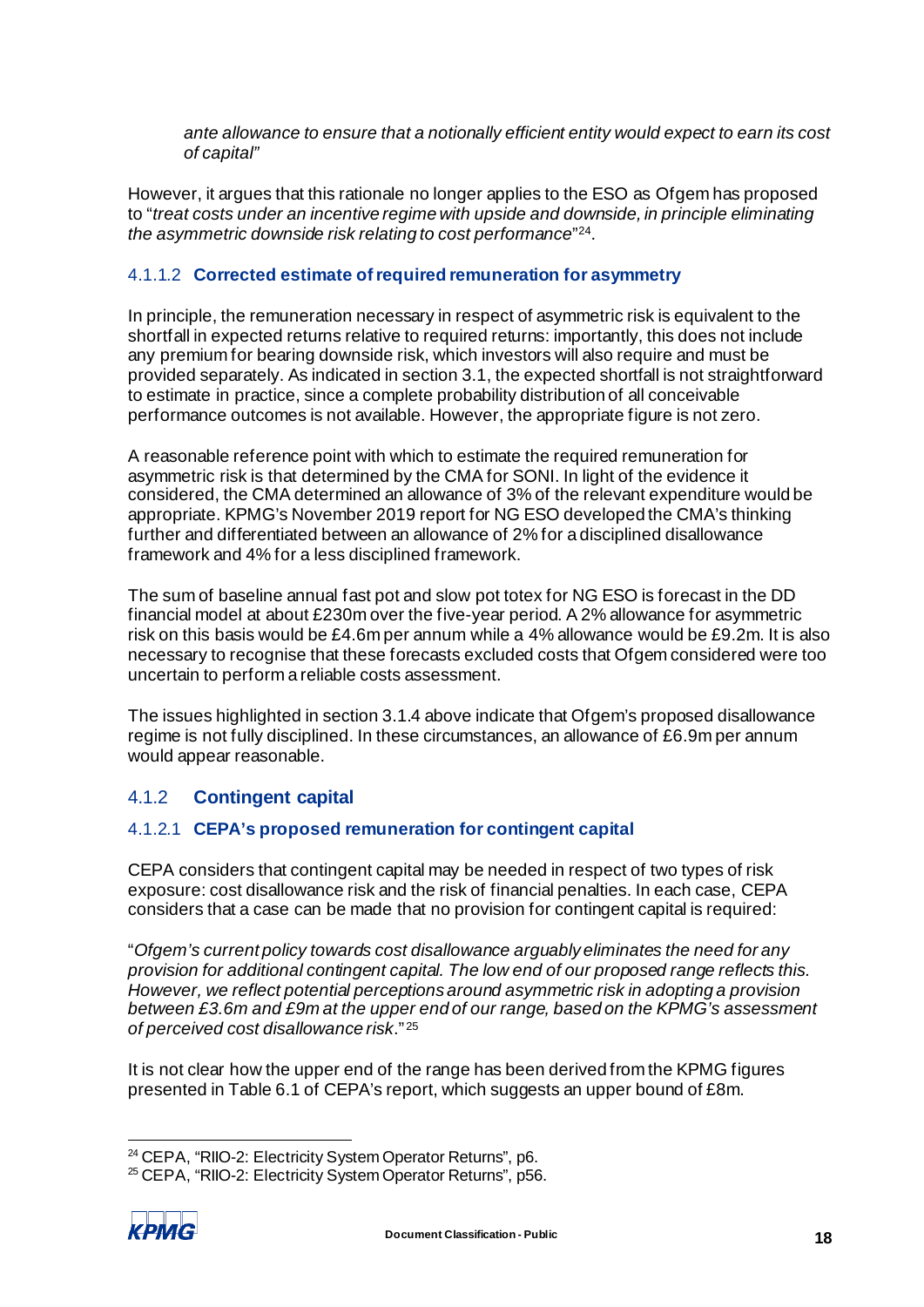*ante allowance to ensure that a notionally efficient entity would expect to earn its cost of capital"*

However, it argues that this rationale no longer applies to the ESO as Ofgem has proposed to "*treat costs under an incentive regime with upside and downside, in principle eliminating the asymmetric downside risk relating to cost performance*"[24].

#### 4.1.1.2 Corrected estimate of required remuneration for asymmetry

In principle, the remuneration necessary in respect of asymmetric risk is equivalent to the shortfall in expected returns relative to required returns: importantly, this does not include any premium for bearing downside risk, which investors will also require and must be provided separately. As indicated in section 3.1, the expected shortfall is not straightforward to estimate in practice, since a complete probability distribution of all conceivable performance outcomes is not available. However, the appropriate figure is not zero.

A reasonable reference point with which to estimate the required remuneration for asymmetric risk is that determined by the CMA for SONI. In light of the evidence it considered, the CMA determined an allowance of 3% of the relevant expenditure would be appropriate. KPMG's November 2019 report for NG ESO developed the CMA's thinking further and differentiated between an allowance of 2% for a disciplined disallowance framework and 4% for a less disciplined framework.

The sum of baseline annual fast pot and slow pot totex for NG ESO is forecast in the DD financial model at about £230m over the five-year period. A 2% allowance for asymmetric risk on this basis would be £4.6m per annum while a 4% allowance would be £9.2m. It is also necessary to recognise that these forecasts excluded costs that Ofgem considered were too uncertain to perform a reliable costs assessment.

The issues highlighted in section 3.1.4 above indicate that Ofgem's proposed disallowance regime is not fully disciplined. In these circumstances, an allowance of £6.9m per annum would appear reasonable.

### 4.1.2 Contingent capital

#### 4.1.2.1 CEPA's proposed remuneration for contingent capital

CEPA considers that contingent capital may be needed in respect of two types of risk exposure: cost disallowance risk and the risk of financial penalties. In each case, CEPA considers that a case can be made that no provision for contingent capital is required:

"*Ofgem's current policy towards cost disallowance arguably eliminates the need for any provision for additional contingent capital. The low end of our proposed range reflects this. However, we reflect potential perceptions around asymmetric risk in adopting a provision between £3.6m and £9m at the upper end of our range, based on the KPMG's assessment of perceived cost disallowance risk*."[25]

It is not clear how the upper end of the range has been derived from the KPMG figures presented in Table 6.1 of CEPA's report, which suggests an upper bound of £8m.

---

[24] CEPA, "RIIO-2: Electricity System Operator Returns", p6.

[25] CEPA, "RIIO-2: Electricity System Operator Returns", p56.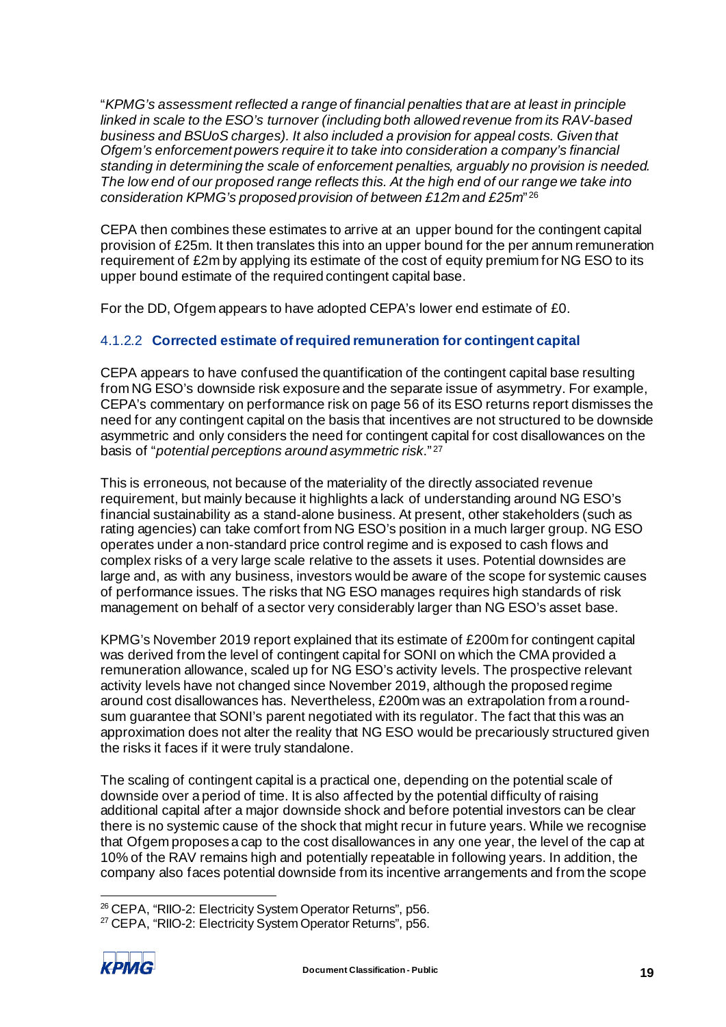"*KPMG's assessment reflected a range of financial penalties that are at least in principle linked in scale to the ESO's turnover (including both allowed revenue from its RAV-based business and BSUoS charges). It also included a provision for appeal costs. Given that Ofgem's enforcement powers require it to take into consideration a company's financial standing in determining the scale of enforcement penalties, arguably no provision is needed. The low end of our proposed range reflects this. At the high end of our range we take into consideration KPMG's proposed provision of between £12m and £25m*"[26]

CEPA then combines these estimates to arrive at an upper bound for the contingent capital provision of £25m. It then translates this into an upper bound for the per annum remuneration requirement of £2m by applying its estimate of the cost of equity premium for NG ESO to its upper bound estimate of the required contingent capital base.

For the DD, Ofgem appears to have adopted CEPA's lower end estimate of £0.

#### 4.1.2.2 **Corrected estimate of required remuneration for contingent capital**

CEPA appears to have confused the quantification of the contingent capital base resulting from NG ESO's downside risk exposure and the separate issue of asymmetry. For example, CEPA's commentary on performance risk on page 56 of its ESO returns report dismisses the need for any contingent capital on the basis that incentives are not structured to be downside asymmetric and only considers the need for contingent capital for cost disallowances on the basis of "*potential perceptions around asymmetric risk*."[27]

This is erroneous, not because of the materiality of the directly associated revenue requirement, but mainly because it highlights a lack of understanding around NG ESO's financial sustainability as a stand-alone business. At present, other stakeholders (such as rating agencies) can take comfort from NG ESO's position in a much larger group. NG ESO operates under a non-standard price control regime and is exposed to cash flows and complex risks of a very large scale relative to the assets it uses. Potential downsides are large and, as with any business, investors would be aware of the scope for systemic causes of performance issues. The risks that NG ESO manages requires high standards of risk management on behalf of a sector very considerably larger than NG ESO's asset base.

KPMG's November 2019 report explained that its estimate of £200m for contingent capital was derived from the level of contingent capital for SONI on which the CMA provided a remuneration allowance, scaled up for NG ESO's activity levels. The prospective relevant activity levels have not changed since November 2019, although the proposed regime around cost disallowances has. Nevertheless, £200m was an extrapolation from a round-sum guarantee that SONI's parent negotiated with its regulator. The fact that this was an approximation does not alter the reality that NG ESO would be precariously structured given the risks it faces if it were truly standalone.

The scaling of contingent capital is a practical one, depending on the potential scale of downside over a period of time. It is also affected by the potential difficulty of raising additional capital after a major downside shock and before potential investors can be clear there is no systemic cause of the shock that might recur in future years. While we recognise that Ofgem proposes a cap to the cost disallowances in any one year, the level of the cap at 10% of the RAV remains high and potentially repeatable in following years. In addition, the company also faces potential downside from its incentive arrangements and from the scope

---

[26] CEPA, "RIIO-2: Electricity System Operator Returns", p56.

[27] CEPA, "RIIO-2: Electricity System Operator Returns", p56.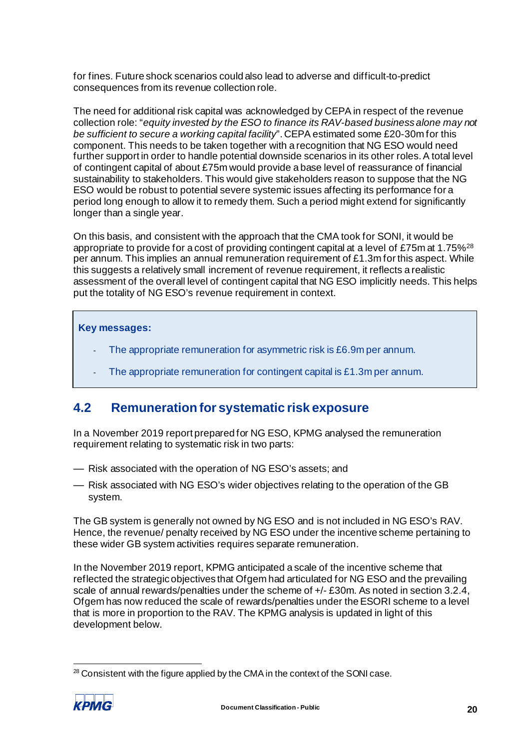for fines. Future shock scenarios could also lead to adverse and difficult-to-predict consequences from its revenue collection role.

The need for additional risk capital was acknowledged by CEPA in respect of the revenue collection role: "*equity invested by the ESO to finance its RAV-based business alone may not be sufficient to secure a working capital facility*". CEPA estimated some £20-30m for this component. This needs to be taken together with a recognition that NG ESO would need further support in order to handle potential downside scenarios in its other roles. A total level of contingent capital of about £75m would provide a base level of reassurance of financial sustainability to stakeholders. This would give stakeholders reason to suppose that the NG ESO would be robust to potential severe systemic issues affecting its performance for a period long enough to allow it to remedy them. Such a period might extend for significantly longer than a single year.

On this basis, and consistent with the approach that the CMA took for SONI, it would be appropriate to provide for a cost of providing contingent capital at a level of £75m at 1.75%[28] per annum. This implies an annual remuneration requirement of £1.3m for this aspect. While this suggests a relatively small increment of revenue requirement, it reflects a realistic assessment of the overall level of contingent capital that NG ESO implicitly needs. This helps put the totality of NG ESO's revenue requirement in context.

**Key messages:**

- The appropriate remuneration for asymmetric risk is £6.9m per annum.
- The appropriate remuneration for contingent capital is £1.3m per annum.

## 4.2 Remuneration for systematic risk exposure

In a November 2019 report prepared for NG ESO, KPMG analysed the remuneration requirement relating to systematic risk in two parts:

- Risk associated with the operation of NG ESO's assets; and
- Risk associated with NG ESO's wider objectives relating to the operation of the GB system.

The GB system is generally not owned by NG ESO and is not included in NG ESO's RAV. Hence, the revenue/ penalty received by NG ESO under the incentive scheme pertaining to these wider GB system activities requires separate remuneration.

In the November 2019 report, KPMG anticipated a scale of the incentive scheme that reflected the strategic objectives that Ofgem had articulated for NG ESO and the prevailing scale of annual rewards/penalties under the scheme of +/- £30m. As noted in section 3.2.4, Ofgem has now reduced the scale of rewards/penalties under the ESORI scheme to a level that is more in proportion to the RAV. The KPMG analysis is updated in light of this development below.

[28] Consistent with the figure applied by the CMA in the context of the SONI case.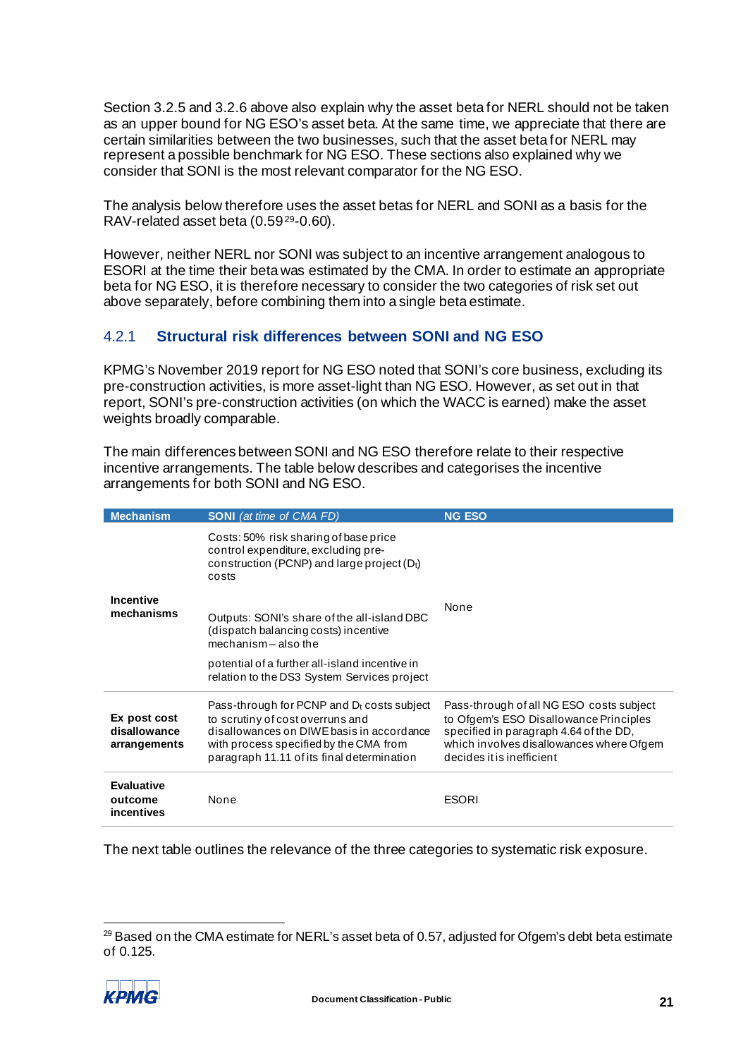Section 3.2.5 and 3.2.6 above also explain why the asset beta for NERL should not be taken as an upper bound for NG ESO's asset beta. At the same time, we appreciate that there are certain similarities between the two businesses, such that the asset beta for NERL may represent a possible benchmark for NG ESO. These sections also explained why we consider that SONI is the most relevant comparator for the NG ESO.

The analysis below therefore uses the asset betas for NERL and SONI as a basis for the RAV-related asset beta (0.59[29]-0.60).

However, neither NERL nor SONI was subject to an incentive arrangement analogous to ESORI at the time their beta was estimated by the CMA. In order to estimate an appropriate beta for NG ESO, it is therefore necessary to consider the two categories of risk set out above separately, before combining them into a single beta estimate.

### 4.2.1 Structural risk differences between SONI and NG ESO

KPMG's November 2019 report for NG ESO noted that SONI's core business, excluding its pre-construction activities, is more asset-light than NG ESO. However, as set out in that report, SONI's pre-construction activities (on which the WACC is earned) make the asset weights broadly comparable.

The main differences between SONI and NG ESO therefore relate to their respective incentive arrangements. The table below describes and categorises the incentive arrangements for both SONI and NG ESO.

| Mechanism | SONI *(at time of CMA FD)* | NG ESO |
|---|---|---|
| **Incentive mechanisms** | Costs: 50% risk sharing of base price control expenditure, excluding pre-construction (PCNP) and large project ($D_t$) costs<br><br>Outputs: SONI's share of the all-island DBC (dispatch balancing costs) incentive mechanism – also the<br><br>potential of a further all-island incentive in relation to the DS3 System Services project | None |
| **Ex post cost disallowance arrangements** | Pass-through for PCNP and $D_t$ costs subject to scrutiny of cost overruns and disallowances on DIWE basis in accordance with process specified by the CMA from paragraph 11.11 of its final determination | Pass-through of all NG ESO costs subject to Ofgem's ESO Disallowance Principles specified in paragraph 4.64 of the DD, which involves disallowances where Ofgem decides it is inefficient |
| **Evaluative outcome incentives** | None | ESORI |

The next table outlines the relevance of the three categories to systematic risk exposure.

[29] Based on the CMA estimate for NERL's asset beta of 0.57, adjusted for Ofgem's debt beta estimate of 0.125.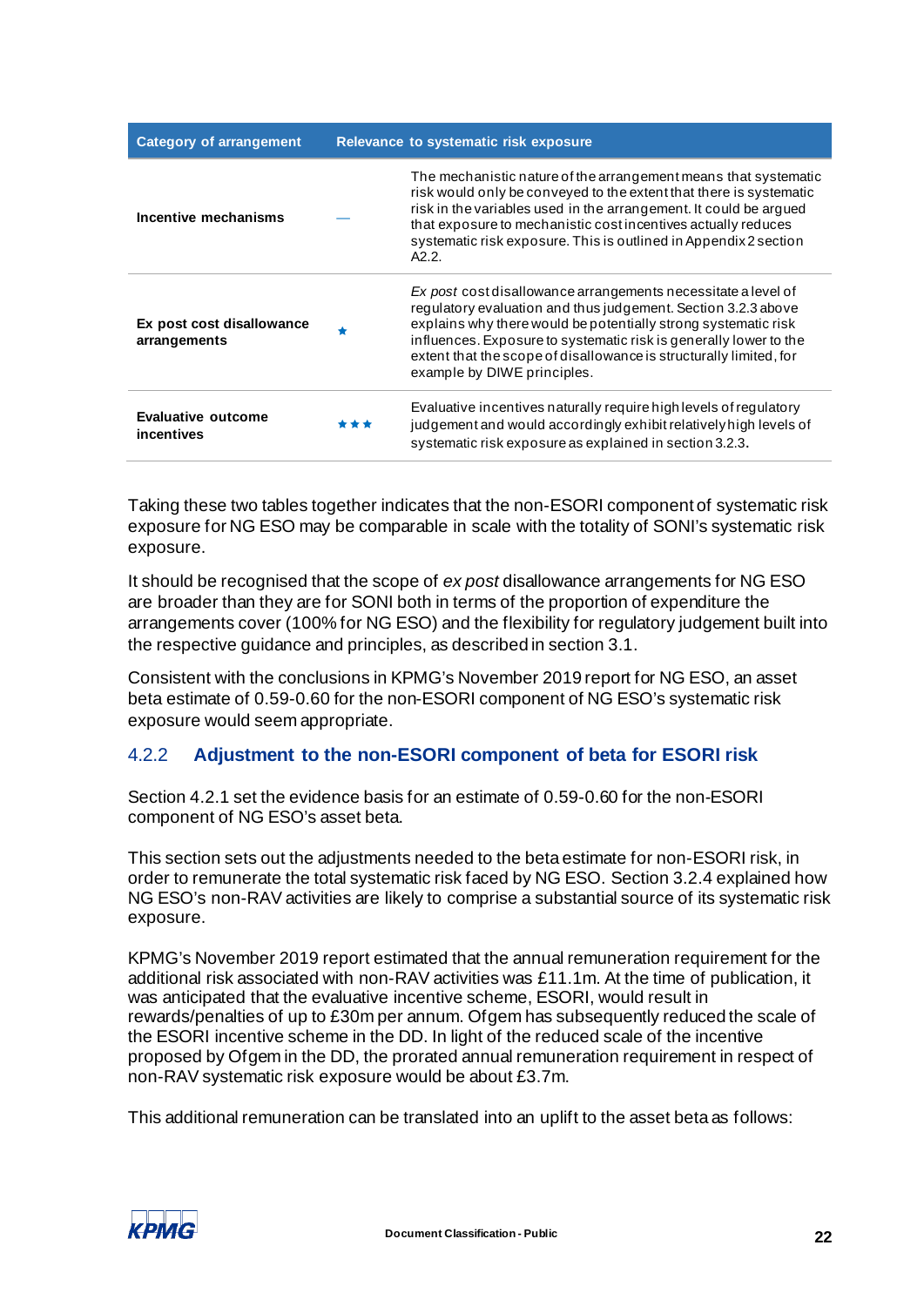| Category of arrangement | Relevance to systematic risk exposure | |
|---|---|---|
| **Incentive mechanisms** | — | The mechanistic nature of the arrangement means that systematic risk would only be conveyed to the extent that there is systematic risk in the variables used in the arrangement. It could be argued that exposure to mechanistic cost incentives actually reduces systematic risk exposure. This is outlined in Appendix 2 section A2.2. |
| **Ex post cost disallowance arrangements** | ★ | *Ex post* cost disallowance arrangements necessitate a level of regulatory evaluation and thus judgement. Section 3.2.3 above explains why there would be potentially strong systematic risk influences. Exposure to systematic risk is generally lower to the extent that the scope of disallowance is structurally limited, for example by DIWE principles. |
| **Evaluative outcome incentives** | ★★★ | Evaluative incentives naturally require high levels of regulatory judgement and would accordingly exhibit relatively high levels of systematic risk exposure as explained in section 3.2.3. |

Taking these two tables together indicates that the non-ESORI component of systematic risk exposure for NG ESO may be comparable in scale with the totality of SONI's systematic risk exposure.

It should be recognised that the scope of *ex post* disallowance arrangements for NG ESO are broader than they are for SONI both in terms of the proportion of expenditure the arrangements cover (100% for NG ESO) and the flexibility for regulatory judgement built into the respective guidance and principles, as described in section 3.1.

Consistent with the conclusions in KPMG's November 2019 report for NG ESO, an asset beta estimate of 0.59-0.60 for the non-ESORI component of NG ESO's systematic risk exposure would seem appropriate.

### 4.2.2 Adjustment to the non-ESORI component of beta for ESORI risk

Section 4.2.1 set the evidence basis for an estimate of 0.59-0.60 for the non-ESORI component of NG ESO's asset beta.

This section sets out the adjustments needed to the beta estimate for non-ESORI risk, in order to remunerate the total systematic risk faced by NG ESO. Section 3.2.4 explained how NG ESO's non-RAV activities are likely to comprise a substantial source of its systematic risk exposure.

KPMG's November 2019 report estimated that the annual remuneration requirement for the additional risk associated with non-RAV activities was £11.1m. At the time of publication, it was anticipated that the evaluative incentive scheme, ESORI, would result in rewards/penalties of up to £30m per annum. Ofgem has subsequently reduced the scale of the ESORI incentive scheme in the DD. In light of the reduced scale of the incentive proposed by Ofgem in the DD, the prorated annual remuneration requirement in respect of non-RAV systematic risk exposure would be about £3.7m.

This additional remuneration can be translated into an uplift to the asset beta as follows: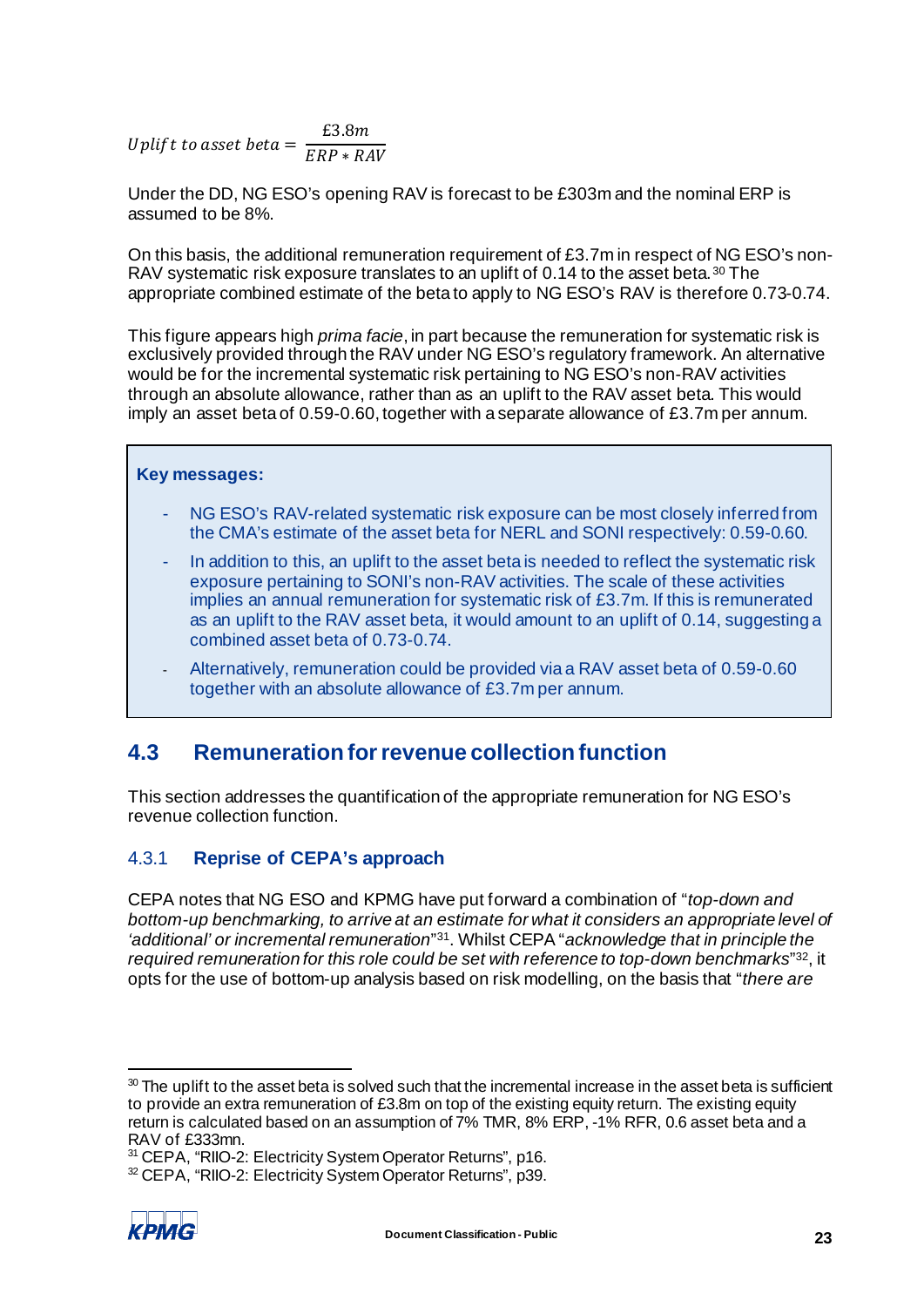$$Uplift\ to\ asset\ beta = \frac{£3.8m}{ERP * RAV}$$

Under the DD, NG ESO's opening RAV is forecast to be £303m and the nominal ERP is assumed to be 8%.

On this basis, the additional remuneration requirement of £3.7m in respect of NG ESO's non-RAV systematic risk exposure translates to an uplift of 0.14 to the asset beta.[30] The appropriate combined estimate of the beta to apply to NG ESO's RAV is therefore 0.73-0.74.

This figure appears high *prima facie*, in part because the remuneration for systematic risk is exclusively provided through the RAV under NG ESO's regulatory framework. An alternative would be for the incremental systematic risk pertaining to NG ESO's non-RAV activities through an absolute allowance, rather than as an uplift to the RAV asset beta. This would imply an asset beta of 0.59-0.60, together with a separate allowance of £3.7m per annum.

> **Key messages:**
>
> - NG ESO's RAV-related systematic risk exposure can be most closely inferred from the CMA's estimate of the asset beta for NERL and SONI respectively: 0.59-0.60.
> - In addition to this, an uplift to the asset beta is needed to reflect the systematic risk exposure pertaining to SONI's non-RAV activities. The scale of these activities implies an annual remuneration for systematic risk of £3.7m. If this is remunerated as an uplift to the RAV asset beta, it would amount to an uplift of 0.14, suggesting a combined asset beta of 0.73-0.74.
> - Alternatively, remuneration could be provided via a RAV asset beta of 0.59-0.60 together with an absolute allowance of £3.7m per annum.

## 4.3 Remuneration for revenue collection function

This section addresses the quantification of the appropriate remuneration for NG ESO's revenue collection function.

### 4.3.1 Reprise of CEPA's approach

CEPA notes that NG ESO and KPMG have put forward a combination of "*top-down and bottom-up benchmarking, to arrive at an estimate for what it considers an appropriate level of 'additional' or incremental remuneration*"[31]. Whilst CEPA "*acknowledge that in principle the required remuneration for this role could be set with reference to top-down benchmarks*"[32], it opts for the use of bottom-up analysis based on risk modelling, on the basis that "*there are*

---

[30] The uplift to the asset beta is solved such that the incremental increase in the asset beta is sufficient to provide an extra remuneration of £3.8m on top of the existing equity return. The existing equity return is calculated based on an assumption of 7% TMR, 8% ERP, -1% RFR, 0.6 asset beta and a RAV of £333mn.

[31] CEPA, "RIIO-2: Electricity System Operator Returns", p16.

[32] CEPA, "RIIO-2: Electricity System Operator Returns", p39.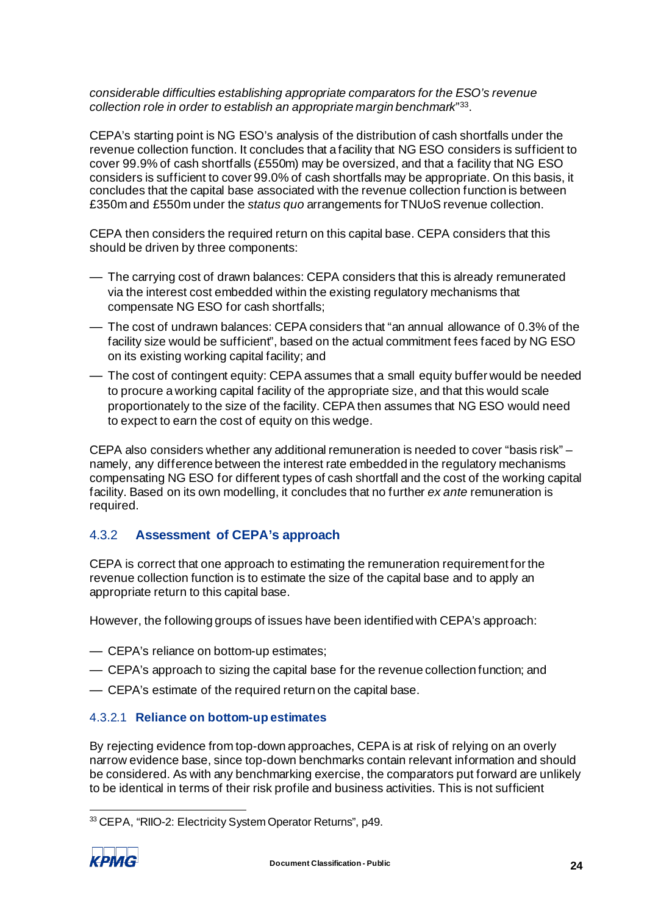*considerable difficulties establishing appropriate comparators for the ESO's revenue collection role in order to establish an appropriate margin benchmark*"[33].

CEPA's starting point is NG ESO's analysis of the distribution of cash shortfalls under the revenue collection function. It concludes that a facility that NG ESO considers is sufficient to cover 99.9% of cash shortfalls (£550m) may be oversized, and that a facility that NG ESO considers is sufficient to cover 99.0% of cash shortfalls may be appropriate. On this basis, it concludes that the capital base associated with the revenue collection function is between £350m and £550m under the *status quo* arrangements for TNUoS revenue collection.

CEPA then considers the required return on this capital base. CEPA considers that this should be driven by three components:

- The carrying cost of drawn balances: CEPA considers that this is already remunerated via the interest cost embedded within the existing regulatory mechanisms that compensate NG ESO for cash shortfalls;
- The cost of undrawn balances: CEPA considers that "an annual allowance of 0.3% of the facility size would be sufficient", based on the actual commitment fees faced by NG ESO on its existing working capital facility; and
- The cost of contingent equity: CEPA assumes that a small equity buffer would be needed to procure a working capital facility of the appropriate size, and that this would scale proportionately to the size of the facility. CEPA then assumes that NG ESO would need to expect to earn the cost of equity on this wedge.

CEPA also considers whether any additional remuneration is needed to cover "basis risk" – namely, any difference between the interest rate embedded in the regulatory mechanisms compensating NG ESO for different types of cash shortfall and the cost of the working capital facility. Based on its own modelling, it concludes that no further *ex ante* remuneration is required.

### 4.3.2 Assessment of CEPA's approach

CEPA is correct that one approach to estimating the remuneration requirement for the revenue collection function is to estimate the size of the capital base and to apply an appropriate return to this capital base.

However, the following groups of issues have been identified with CEPA's approach:

- CEPA's reliance on bottom-up estimates;
- CEPA's approach to sizing the capital base for the revenue collection function; and
- CEPA's estimate of the required return on the capital base.

#### 4.3.2.1 Reliance on bottom-up estimates

By rejecting evidence from top-down approaches, CEPA is at risk of relying on an overly narrow evidence base, since top-down benchmarks contain relevant information and should be considered. As with any benchmarking exercise, the comparators put forward are unlikely to be identical in terms of their risk profile and business activities. This is not sufficient

[33] CEPA, "RIIO-2: Electricity System Operator Returns", p49.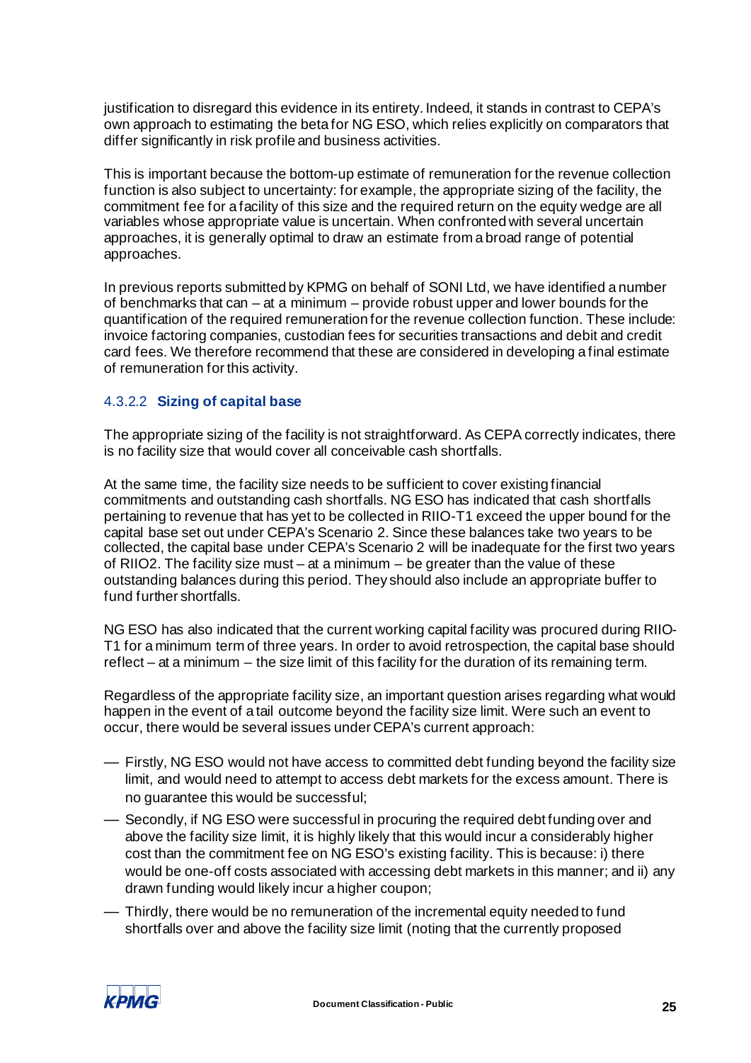justification to disregard this evidence in its entirety. Indeed, it stands in contrast to CEPA's own approach to estimating the beta for NG ESO, which relies explicitly on comparators that differ significantly in risk profile and business activities.

This is important because the bottom-up estimate of remuneration for the revenue collection function is also subject to uncertainty: for example, the appropriate sizing of the facility, the commitment fee for a facility of this size and the required return on the equity wedge are all variables whose appropriate value is uncertain. When confronted with several uncertain approaches, it is generally optimal to draw an estimate from a broad range of potential approaches.

In previous reports submitted by KPMG on behalf of SONI Ltd, we have identified a number of benchmarks that can – at a minimum – provide robust upper and lower bounds for the quantification of the required remuneration for the revenue collection function. These include: invoice factoring companies, custodian fees for securities transactions and debit and credit card fees. We therefore recommend that these are considered in developing a final estimate of remuneration for this activity.

#### 4.3.2.2 Sizing of capital base

The appropriate sizing of the facility is not straightforward. As CEPA correctly indicates, there is no facility size that would cover all conceivable cash shortfalls.

At the same time, the facility size needs to be sufficient to cover existing financial commitments and outstanding cash shortfalls. NG ESO has indicated that cash shortfalls pertaining to revenue that has yet to be collected in RIIO-T1 exceed the upper bound for the capital base set out under CEPA's Scenario 2. Since these balances take two years to be collected, the capital base under CEPA's Scenario 2 will be inadequate for the first two years of RIIO2. The facility size must – at a minimum – be greater than the value of these outstanding balances during this period. They should also include an appropriate buffer to fund further shortfalls.

NG ESO has also indicated that the current working capital facility was procured during RIIO-T1 for a minimum term of three years. In order to avoid retrospection, the capital base should reflect – at a minimum – the size limit of this facility for the duration of its remaining term.

Regardless of the appropriate facility size, an important question arises regarding what would happen in the event of a tail outcome beyond the facility size limit. Were such an event to occur, there would be several issues under CEPA's current approach:

- Firstly, NG ESO would not have access to committed debt funding beyond the facility size limit, and would need to attempt to access debt markets for the excess amount. There is no guarantee this would be successful;
- Secondly, if NG ESO were successful in procuring the required debt funding over and above the facility size limit, it is highly likely that this would incur a considerably higher cost than the commitment fee on NG ESO's existing facility. This is because: i) there would be one-off costs associated with accessing debt markets in this manner; and ii) any drawn funding would likely incur a higher coupon;
- Thirdly, there would be no remuneration of the incremental equity needed to fund shortfalls over and above the facility size limit (noting that the currently proposed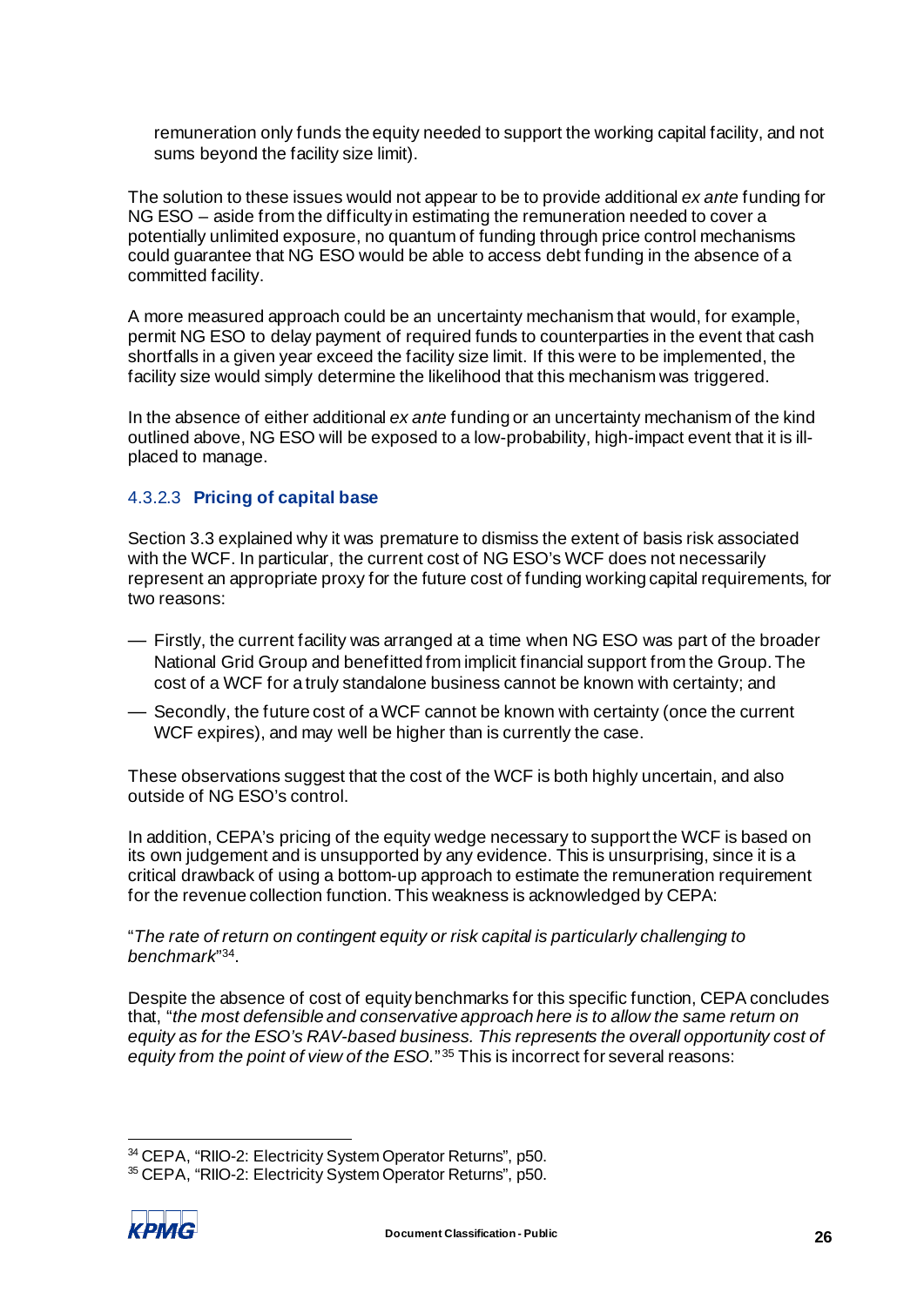remuneration only funds the equity needed to support the working capital facility, and not sums beyond the facility size limit).

The solution to these issues would not appear to be to provide additional *ex ante* funding for NG ESO – aside from the difficulty in estimating the remuneration needed to cover a potentially unlimited exposure, no quantum of funding through price control mechanisms could guarantee that NG ESO would be able to access debt funding in the absence of a committed facility.

A more measured approach could be an uncertainty mechanism that would, for example, permit NG ESO to delay payment of required funds to counterparties in the event that cash shortfalls in a given year exceed the facility size limit. If this were to be implemented, the facility size would simply determine the likelihood that this mechanism was triggered.

In the absence of either additional *ex ante* funding or an uncertainty mechanism of the kind outlined above, NG ESO will be exposed to a low-probability, high-impact event that it is ill-placed to manage.

#### 4.3.2.3 **Pricing of capital base**

Section 3.3 explained why it was premature to dismiss the extent of basis risk associated with the WCF. In particular, the current cost of NG ESO's WCF does not necessarily represent an appropriate proxy for the future cost of funding working capital requirements, for two reasons:

- Firstly, the current facility was arranged at a time when NG ESO was part of the broader National Grid Group and benefitted from implicit financial support from the Group. The cost of a WCF for a truly standalone business cannot be known with certainty; and
- Secondly, the future cost of a WCF cannot be known with certainty (once the current WCF expires), and may well be higher than is currently the case.

These observations suggest that the cost of the WCF is both highly uncertain, and also outside of NG ESO's control.

In addition, CEPA's pricing of the equity wedge necessary to support the WCF is based on its own judgement and is unsupported by any evidence. This is unsurprising, since it is a critical drawback of using a bottom-up approach to estimate the remuneration requirement for the revenue collection function. This weakness is acknowledged by CEPA:

"*The rate of return on contingent equity or risk capital is particularly challenging to benchmark*"[34].

Despite the absence of cost of equity benchmarks for this specific function, CEPA concludes that, "*the most defensible and conservative approach here is to allow the same return on equity as for the ESO's RAV-based business. This represents the overall opportunity cost of equity from the point of view of the ESO.*"[35] This is incorrect for several reasons:

---

[34] CEPA, "RIIO-2: Electricity System Operator Returns", p50.

[35] CEPA, "RIIO-2: Electricity System Operator Returns", p50.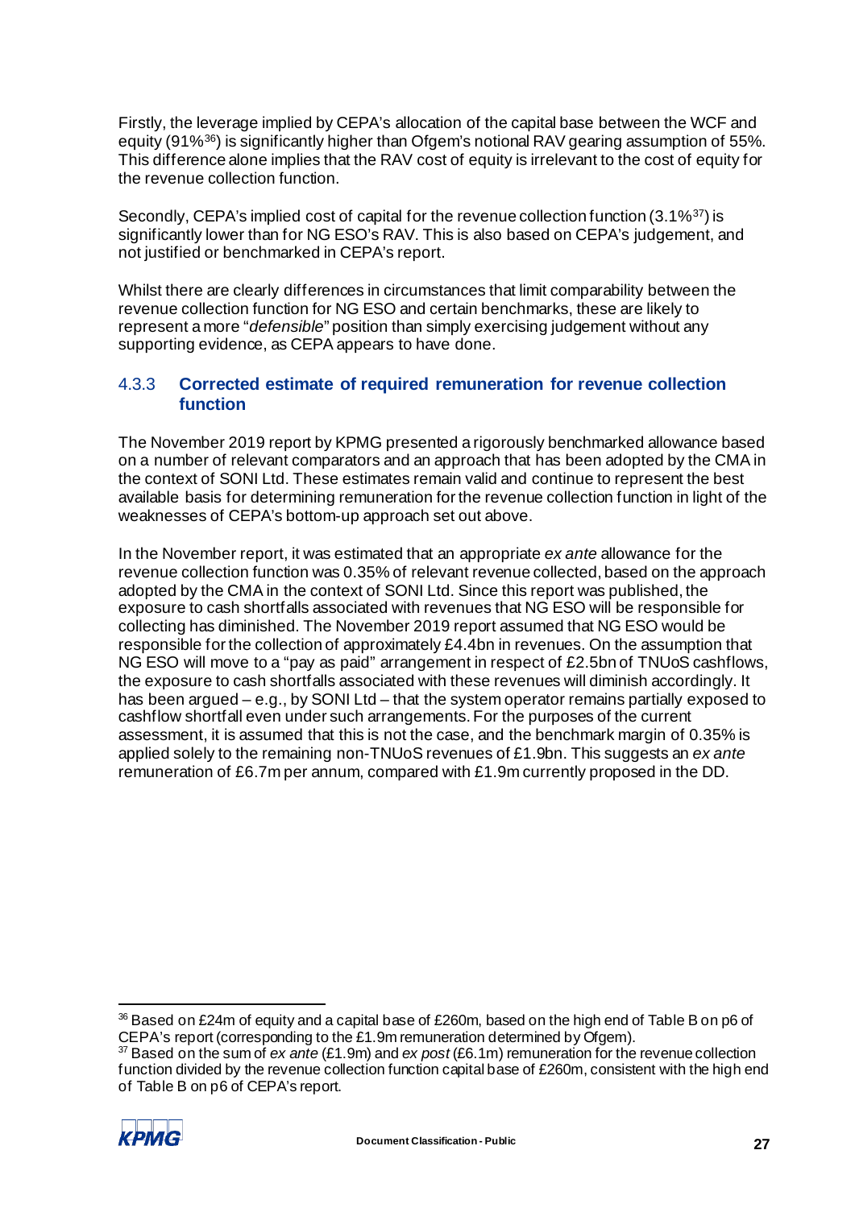Firstly, the leverage implied by CEPA's allocation of the capital base between the WCF and equity (91%[36]) is significantly higher than Ofgem's notional RAV gearing assumption of 55%. This difference alone implies that the RAV cost of equity is irrelevant to the cost of equity for the revenue collection function.

Secondly, CEPA's implied cost of capital for the revenue collection function (3.1%[37]) is significantly lower than for NG ESO's RAV. This is also based on CEPA's judgement, and not justified or benchmarked in CEPA's report.

Whilst there are clearly differences in circumstances that limit comparability between the revenue collection function for NG ESO and certain benchmarks, these are likely to represent a more "*defensible*" position than simply exercising judgement without any supporting evidence, as CEPA appears to have done.

### 4.3.3 Corrected estimate of required remuneration for revenue collection function

The November 2019 report by KPMG presented a rigorously benchmarked allowance based on a number of relevant comparators and an approach that has been adopted by the CMA in the context of SONI Ltd. These estimates remain valid and continue to represent the best available basis for determining remuneration for the revenue collection function in light of the weaknesses of CEPA's bottom-up approach set out above.

In the November report, it was estimated that an appropriate *ex ante* allowance for the revenue collection function was 0.35% of relevant revenue collected, based on the approach adopted by the CMA in the context of SONI Ltd. Since this report was published, the exposure to cash shortfalls associated with revenues that NG ESO will be responsible for collecting has diminished. The November 2019 report assumed that NG ESO would be responsible for the collection of approximately £4.4bn in revenues. On the assumption that NG ESO will move to a "pay as paid" arrangement in respect of £2.5bn of TNUoS cashflows, the exposure to cash shortfalls associated with these revenues will diminish accordingly. It has been argued – e.g., by SONI Ltd – that the system operator remains partially exposed to cashflow shortfall even under such arrangements. For the purposes of the current assessment, it is assumed that this is not the case, and the benchmark margin of 0.35% is applied solely to the remaining non-TNUoS revenues of £1.9bn. This suggests an *ex ante* remuneration of £6.7m per annum, compared with £1.9m currently proposed in the DD.

---

[36] Based on £24m of equity and a capital base of £260m, based on the high end of Table B on p6 of CEPA's report (corresponding to the £1.9m remuneration determined by Ofgem).

[37] Based on the sum of *ex ante* (£1.9m) and *ex post* (£6.1m) remuneration for the revenue collection function divided by the revenue collection function capital base of £260m, consistent with the high end of Table B on p6 of CEPA's report.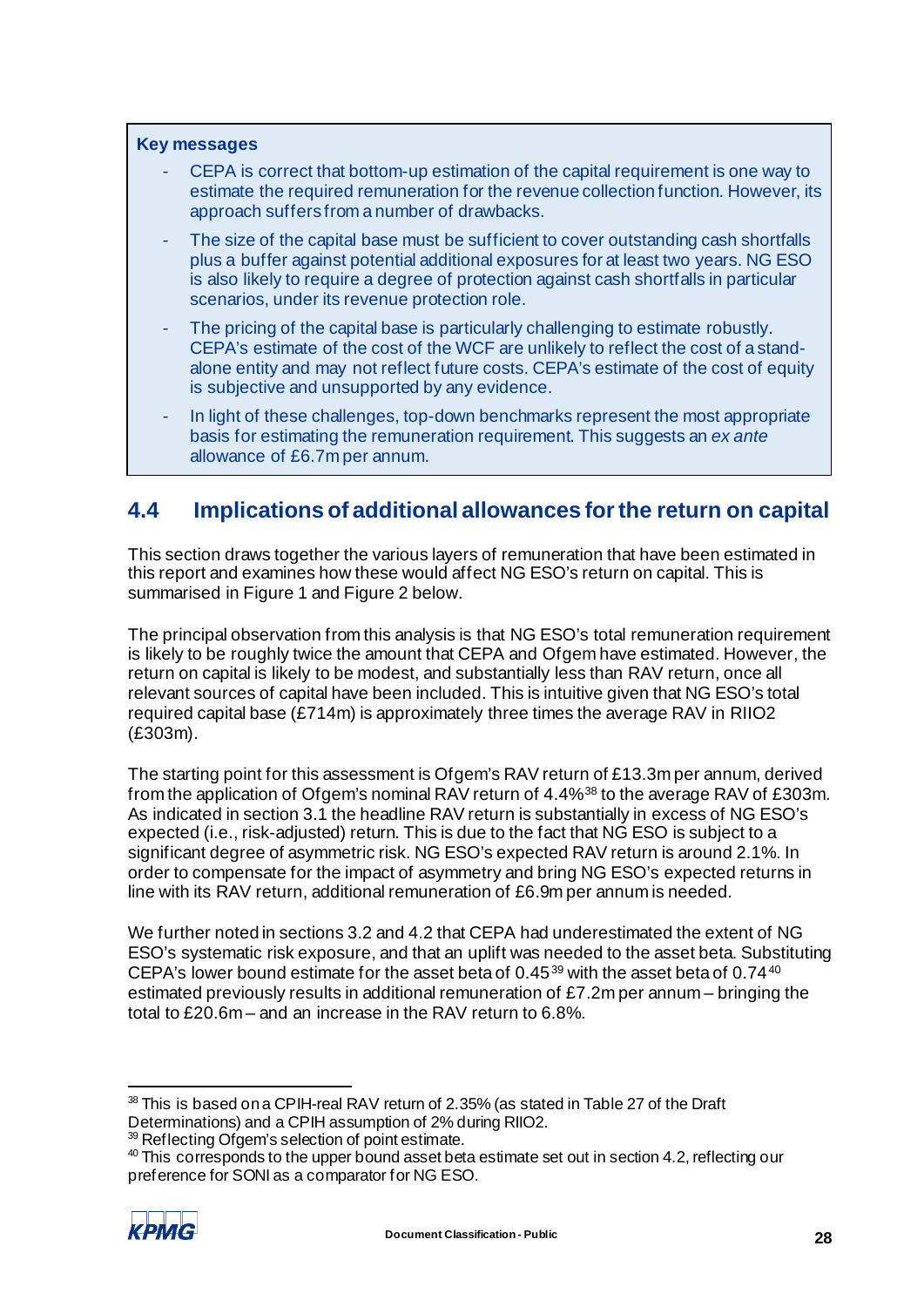**Key messages**

- CEPA is correct that bottom-up estimation of the capital requirement is one way to estimate the required remuneration for the revenue collection function. However, its approach suffers from a number of drawbacks.
- The size of the capital base must be sufficient to cover outstanding cash shortfalls plus a buffer against potential additional exposures for at least two years. NG ESO is also likely to require a degree of protection against cash shortfalls in particular scenarios, under its revenue protection role.
- The pricing of the capital base is particularly challenging to estimate robustly. CEPA's estimate of the cost of the WCF are unlikely to reflect the cost of a stand-alone entity and may not reflect future costs. CEPA's estimate of the cost of equity is subjective and unsupported by any evidence.
- In light of these challenges, top-down benchmarks represent the most appropriate basis for estimating the remuneration requirement. This suggests an *ex ante* allowance of £6.7m per annum.

## 4.4 Implications of additional allowances for the return on capital

This section draws together the various layers of remuneration that have been estimated in this report and examines how these would affect NG ESO's return on capital. This is summarised in Figure 1 and Figure 2 below.

The principal observation from this analysis is that NG ESO's total remuneration requirement is likely to be roughly twice the amount that CEPA and Ofgem have estimated. However, the return on capital is likely to be modest, and substantially less than RAV return, once all relevant sources of capital have been included. This is intuitive given that NG ESO's total required capital base (£714m) is approximately three times the average RAV in RIIO2 (£303m).

The starting point for this assessment is Ofgem's RAV return of £13.3m per annum, derived from the application of Ofgem's nominal RAV return of 4.4%[38] to the average RAV of £303m. As indicated in section 3.1 the headline RAV return is substantially in excess of NG ESO's expected (i.e., risk-adjusted) return. This is due to the fact that NG ESO is subject to a significant degree of asymmetric risk. NG ESO's expected RAV return is around 2.1%. In order to compensate for the impact of asymmetry and bring NG ESO's expected returns in line with its RAV return, additional remuneration of £6.9m per annum is needed.

We further noted in sections 3.2 and 4.2 that CEPA had underestimated the extent of NG ESO's systematic risk exposure, and that an uplift was needed to the asset beta. Substituting CEPA's lower bound estimate for the asset beta of 0.45[39] with the asset beta of 0.74[40] estimated previously results in additional remuneration of £7.2m per annum – bringing the total to £20.6m – and an increase in the RAV return to 6.8%.

---

[38] This is based on a CPIH-real RAV return of 2.35% (as stated in Table 27 of the Draft Determinations) and a CPIH assumption of 2% during RIIO2.

[39] Reflecting Ofgem's selection of point estimate.

[40] This corresponds to the upper bound asset beta estimate set out in section 4.2, reflecting our preference for SONI as a comparator for NG ESO.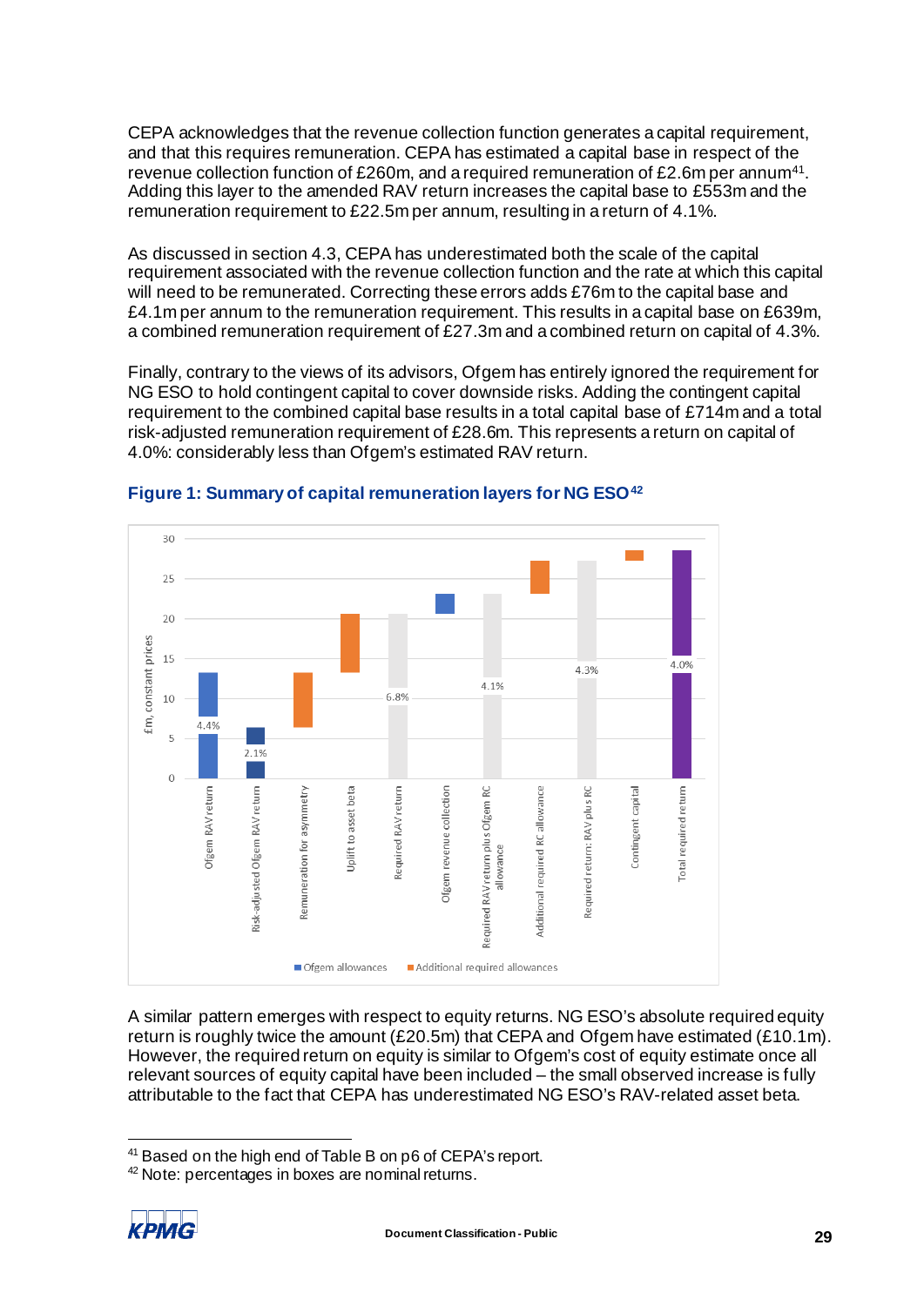CEPA acknowledges that the revenue collection function generates a capital requirement, and that this requires remuneration. CEPA has estimated a capital base in respect of the revenue collection function of £260m, and a required remuneration of £2.6m per annum[41]. Adding this layer to the amended RAV return increases the capital base to £553m and the remuneration requirement to £22.5m per annum, resulting in a return of 4.1%.

As discussed in section 4.3, CEPA has underestimated both the scale of the capital requirement associated with the revenue collection function and the rate at which this capital will need to be remunerated. Correcting these errors adds £76m to the capital base and £4.1m per annum to the remuneration requirement. This results in a capital base on £639m, a combined remuneration requirement of £27.3m and a combined return on capital of 4.3%.

Finally, contrary to the views of its advisors, Ofgem has entirely ignored the requirement for NG ESO to hold contingent capital to cover downside risks. Adding the contingent capital requirement to the combined capital base results in a total capital base of £714m and a total risk-adjusted remuneration requirement of £28.6m. This represents a return on capital of 4.0%: considerably less than Ofgem's estimated RAV return.

**Figure 1: Summary of capital remuneration layers for NG ESO[42]**

A similar pattern emerges with respect to equity returns. NG ESO's absolute required equity return is roughly twice the amount (£20.5m) that CEPA and Ofgem have estimated (£10.1m). However, the required return on equity is similar to Ofgem's cost of equity estimate once all relevant sources of equity capital have been included – the small observed increase is fully attributable to the fact that CEPA has underestimated NG ESO's RAV-related asset beta.

[41] Based on the high end of Table B on p6 of CEPA's report.

[42] Note: percentages in boxes are nominal returns.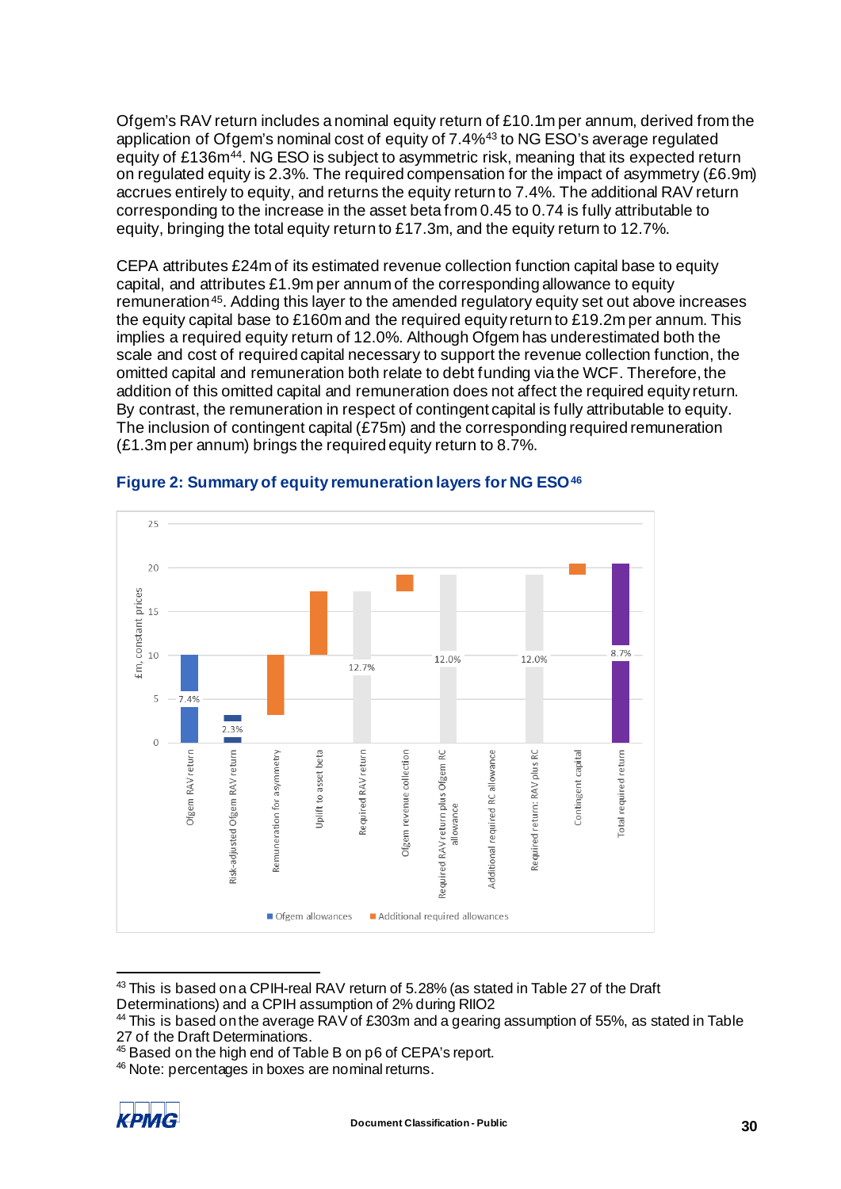Ofgem's RAV return includes a nominal equity return of £10.1m per annum, derived from the application of Ofgem's nominal cost of equity of 7.4%[43] to NG ESO's average regulated equity of £136m[44]. NG ESO is subject to asymmetric risk, meaning that its expected return on regulated equity is 2.3%. The required compensation for the impact of asymmetry (£6.9m) accrues entirely to equity, and returns the equity return to 7.4%. The additional RAV return corresponding to the increase in the asset beta from 0.45 to 0.74 is fully attributable to equity, bringing the total equity return to £17.3m, and the equity return to 12.7%.

CEPA attributes £24m of its estimated revenue collection function capital base to equity capital, and attributes £1.9m per annum of the corresponding allowance to equity remuneration[45]. Adding this layer to the amended regulatory equity set out above increases the equity capital base to £160m and the required equity return to £19.2m per annum. This implies a required equity return of 12.0%. Although Ofgem has underestimated both the scale and cost of required capital necessary to support the revenue collection function, the omitted capital and remuneration both relate to debt funding via the WCF. Therefore, the addition of this omitted capital and remuneration does not affect the required equity return. By contrast, the remuneration in respect of contingent capital is fully attributable to equity. The inclusion of contingent capital (£75m) and the corresponding required remuneration (£1.3m per annum) brings the required equity return to 8.7%.

**Figure 2: Summary of equity remuneration layers for NG ESO[46]**

[43] This is based on a CPIH-real RAV return of 5.28% (as stated in Table 27 of the Draft Determinations) and a CPIH assumption of 2% during RIIO2

[44] This is based on the average RAV of £303m and a gearing assumption of 55%, as stated in Table 27 of the Draft Determinations.

[45] Based on the high end of Table B on p6 of CEPA's report.

[46] Note: percentages in boxes are nominal returns.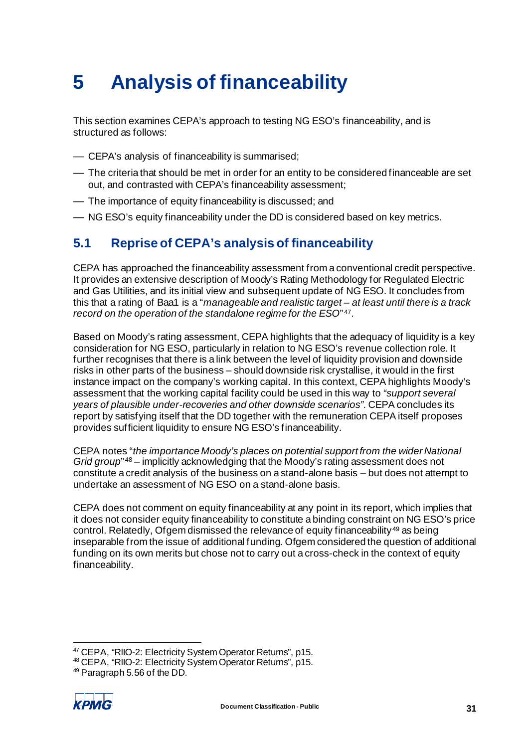# 5 Analysis of financeability

This section examines CEPA's approach to testing NG ESO's financeability, and is structured as follows:

- CEPA's analysis of financeability is summarised;
- The criteria that should be met in order for an entity to be considered financeable are set out, and contrasted with CEPA's financeability assessment;
- The importance of equity financeability is discussed; and
- NG ESO's equity financeability under the DD is considered based on key metrics.

## 5.1 Reprise of CEPA's analysis of financeability

CEPA has approached the financeability assessment from a conventional credit perspective. It provides an extensive description of Moody's Rating Methodology for Regulated Electric and Gas Utilities, and its initial view and subsequent update of NG ESO. It concludes from this that a rating of Baa1 is a "*manageable and realistic target – at least until there is a track record on the operation of the standalone regime for the ESO*"[47].

Based on Moody's rating assessment, CEPA highlights that the adequacy of liquidity is a key consideration for NG ESO, particularly in relation to NG ESO's revenue collection role. It further recognises that there is a link between the level of liquidity provision and downside risks in other parts of the business – should downside risk crystallise, it would in the first instance impact on the company's working capital. In this context, CEPA highlights Moody's assessment that the working capital facility could be used in this way to *"support several years of plausible under-recoveries and other downside scenarios"*. CEPA concludes its report by satisfying itself that the DD together with the remuneration CEPA itself proposes provides sufficient liquidity to ensure NG ESO's financeability.

CEPA notes "*the importance Moody's places on potential support from the wider National Grid group*"[48] – implicitly acknowledging that the Moody's rating assessment does not constitute a credit analysis of the business on a stand-alone basis – but does not attempt to undertake an assessment of NG ESO on a stand-alone basis.

CEPA does not comment on equity financeability at any point in its report, which implies that it does not consider equity financeability to constitute a binding constraint on NG ESO's price control. Relatedly, Ofgem dismissed the relevance of equity financeability[49] as being inseparable from the issue of additional funding. Ofgem considered the question of additional funding on its own merits but chose not to carry out a cross-check in the context of equity financeability.

---

[47] CEPA, "RIIO-2: Electricity System Operator Returns", p15.

[48] CEPA, "RIIO-2: Electricity System Operator Returns", p15.

[49] Paragraph 5.56 of the DD.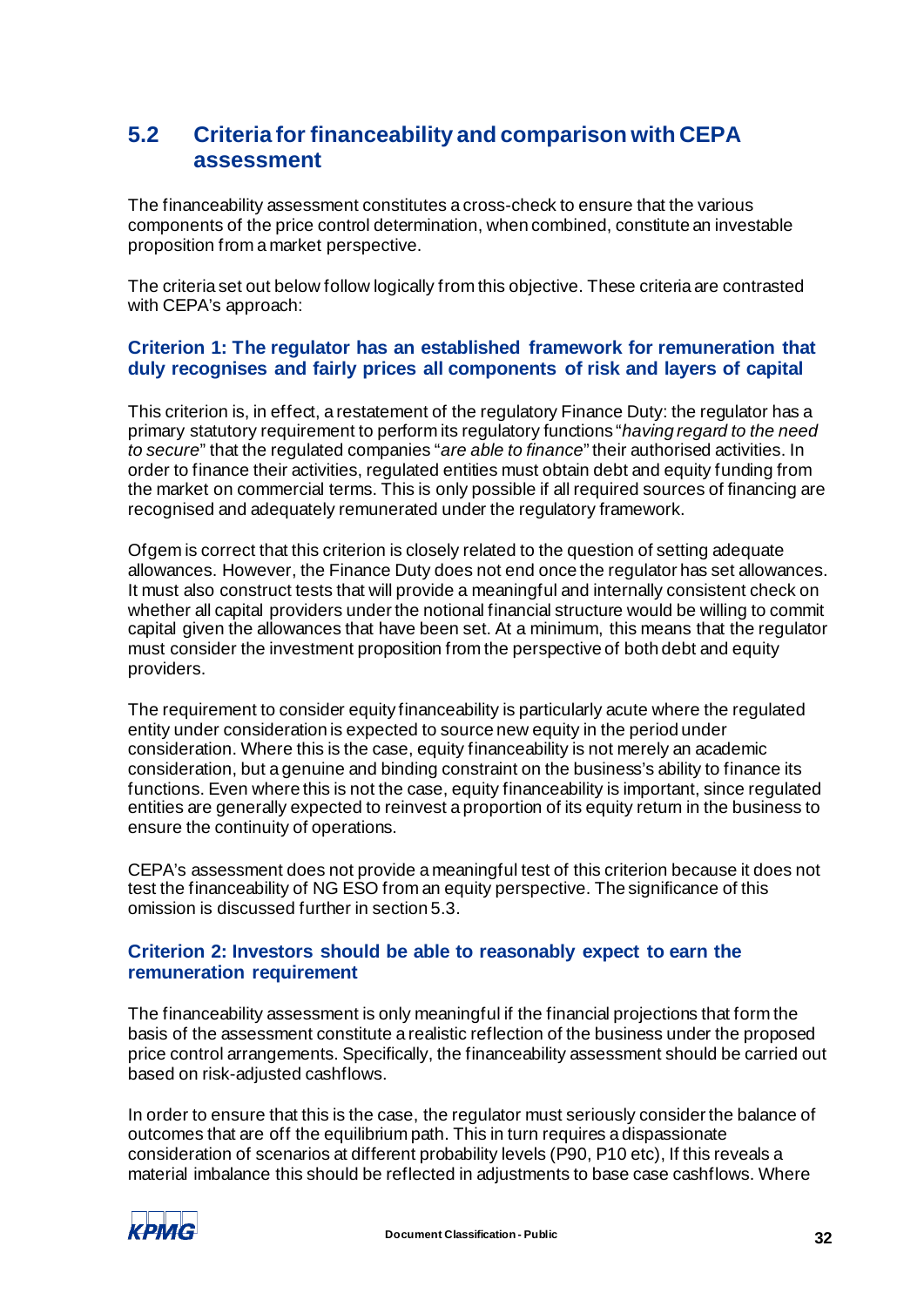## 5.2 Criteria for financeability and comparison with CEPA assessment

The financeability assessment constitutes a cross-check to ensure that the various components of the price control determination, when combined, constitute an investable proposition from a market perspective.

The criteria set out below follow logically from this objective. These criteria are contrasted with CEPA's approach:

### Criterion 1: The regulator has an established framework for remuneration that duly recognises and fairly prices all components of risk and layers of capital

This criterion is, in effect, a restatement of the regulatory Finance Duty: the regulator has a primary statutory requirement to perform its regulatory functions "*having regard to the need to secure*" that the regulated companies "*are able to finance*" their authorised activities. In order to finance their activities, regulated entities must obtain debt and equity funding from the market on commercial terms. This is only possible if all required sources of financing are recognised and adequately remunerated under the regulatory framework.

Ofgem is correct that this criterion is closely related to the question of setting adequate allowances. However, the Finance Duty does not end once the regulator has set allowances. It must also construct tests that will provide a meaningful and internally consistent check on whether all capital providers under the notional financial structure would be willing to commit capital given the allowances that have been set. At a minimum, this means that the regulator must consider the investment proposition from the perspective of both debt and equity providers.

The requirement to consider equity financeability is particularly acute where the regulated entity under consideration is expected to source new equity in the period under consideration. Where this is the case, equity financeability is not merely an academic consideration, but a genuine and binding constraint on the business's ability to finance its functions. Even where this is not the case, equity financeability is important, since regulated entities are generally expected to reinvest a proportion of its equity return in the business to ensure the continuity of operations.

CEPA's assessment does not provide a meaningful test of this criterion because it does not test the financeability of NG ESO from an equity perspective. The significance of this omission is discussed further in section 5.3.

### Criterion 2: Investors should be able to reasonably expect to earn the remuneration requirement

The financeability assessment is only meaningful if the financial projections that form the basis of the assessment constitute a realistic reflection of the business under the proposed price control arrangements. Specifically, the financeability assessment should be carried out based on risk-adjusted cashflows.

In order to ensure that this is the case, the regulator must seriously consider the balance of outcomes that are off the equilibrium path. This in turn requires a dispassionate consideration of scenarios at different probability levels (P90, P10 etc), If this reveals a material imbalance this should be reflected in adjustments to base case cashflows. Where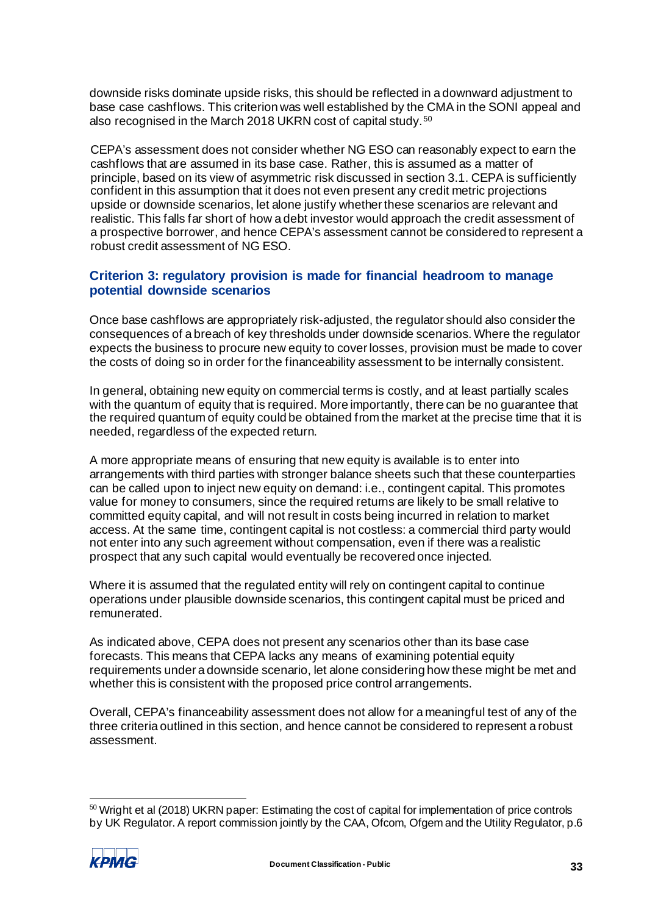downside risks dominate upside risks, this should be reflected in a downward adjustment to base case cashflows. This criterion was well established by the CMA in the SONI appeal and also recognised in the March 2018 UKRN cost of capital study.[50]

CEPA's assessment does not consider whether NG ESO can reasonably expect to earn the cashflows that are assumed in its base case. Rather, this is assumed as a matter of principle, based on its view of asymmetric risk discussed in section 3.1. CEPA is sufficiently confident in this assumption that it does not even present any credit metric projections upside or downside scenarios, let alone justify whether these scenarios are relevant and realistic. This falls far short of how a debt investor would approach the credit assessment of a prospective borrower, and hence CEPA's assessment cannot be considered to represent a robust credit assessment of NG ESO.

### Criterion 3: regulatory provision is made for financial headroom to manage potential downside scenarios

Once base cashflows are appropriately risk-adjusted, the regulator should also consider the consequences of a breach of key thresholds under downside scenarios. Where the regulator expects the business to procure new equity to cover losses, provision must be made to cover the costs of doing so in order for the financeability assessment to be internally consistent.

In general, obtaining new equity on commercial terms is costly, and at least partially scales with the quantum of equity that is required. More importantly, there can be no guarantee that the required quantum of equity could be obtained from the market at the precise time that it is needed, regardless of the expected return.

A more appropriate means of ensuring that new equity is available is to enter into arrangements with third parties with stronger balance sheets such that these counterparties can be called upon to inject new equity on demand: i.e., contingent capital. This promotes value for money to consumers, since the required returns are likely to be small relative to committed equity capital, and will not result in costs being incurred in relation to market access. At the same time, contingent capital is not costless: a commercial third party would not enter into any such agreement without compensation, even if there was a realistic prospect that any such capital would eventually be recovered once injected.

Where it is assumed that the regulated entity will rely on contingent capital to continue operations under plausible downside scenarios, this contingent capital must be priced and remunerated.

As indicated above, CEPA does not present any scenarios other than its base case forecasts. This means that CEPA lacks any means of examining potential equity requirements under a downside scenario, let alone considering how these might be met and whether this is consistent with the proposed price control arrangements.

Overall, CEPA's financeability assessment does not allow for a meaningful test of any of the three criteria outlined in this section, and hence cannot be considered to represent a robust assessment.

---

[50] Wright et al (2018) UKRN paper: Estimating the cost of capital for implementation of price controls by UK Regulator. A report commission jointly by the CAA, Ofcom, Ofgem and the Utility Regulator, p.6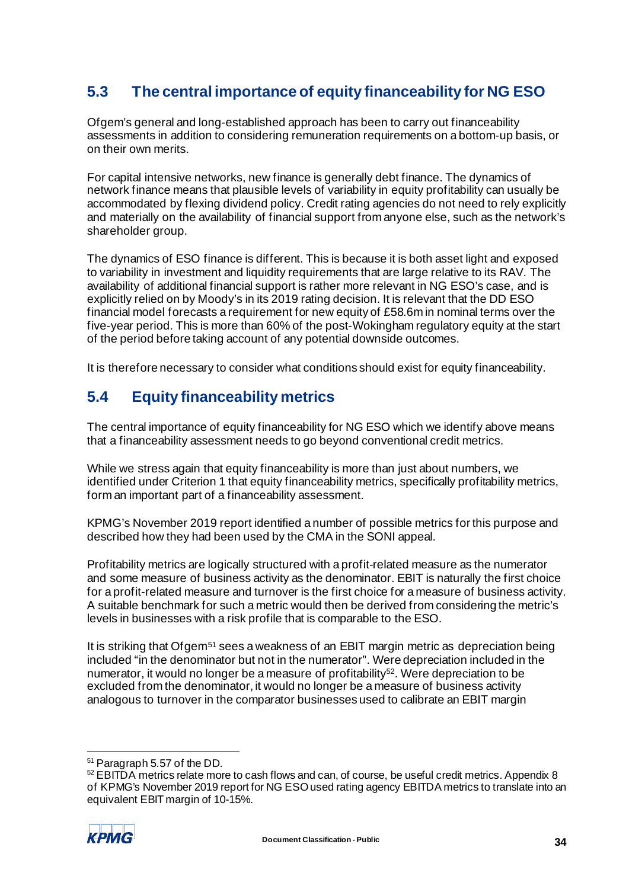## 5.3 The central importance of equity financeability for NG ESO

Ofgem's general and long-established approach has been to carry out financeability assessments in addition to considering remuneration requirements on a bottom-up basis, or on their own merits.

For capital intensive networks, new finance is generally debt finance. The dynamics of network finance means that plausible levels of variability in equity profitability can usually be accommodated by flexing dividend policy. Credit rating agencies do not need to rely explicitly and materially on the availability of financial support from anyone else, such as the network's shareholder group.

The dynamics of ESO finance is different. This is because it is both asset light and exposed to variability in investment and liquidity requirements that are large relative to its RAV. The availability of additional financial support is rather more relevant in NG ESO's case, and is explicitly relied on by Moody's in its 2019 rating decision. It is relevant that the DD ESO financial model forecasts a requirement for new equity of £58.6m in nominal terms over the five-year period. This is more than 60% of the post-Wokingham regulatory equity at the start of the period before taking account of any potential downside outcomes.

It is therefore necessary to consider what conditions should exist for equity financeability.

## 5.4 Equity financeability metrics

The central importance of equity financeability for NG ESO which we identify above means that a financeability assessment needs to go beyond conventional credit metrics.

While we stress again that equity financeability is more than just about numbers, we identified under Criterion 1 that equity financeability metrics, specifically profitability metrics, form an important part of a financeability assessment.

KPMG's November 2019 report identified a number of possible metrics for this purpose and described how they had been used by the CMA in the SONI appeal.

Profitability metrics are logically structured with a profit-related measure as the numerator and some measure of business activity as the denominator. EBIT is naturally the first choice for a profit-related measure and turnover is the first choice for a measure of business activity. A suitable benchmark for such a metric would then be derived from considering the metric's levels in businesses with a risk profile that is comparable to the ESO.

It is striking that Ofgem[51] sees a weakness of an EBIT margin metric as depreciation being included "in the denominator but not in the numerator". Were depreciation included in the numerator, it would no longer be a measure of profitability[52]. Were depreciation to be excluded from the denominator, it would no longer be a measure of business activity analogous to turnover in the comparator businesses used to calibrate an EBIT margin

---

[51] Paragraph 5.57 of the DD.

[52] EBITDA metrics relate more to cash flows and can, of course, be useful credit metrics. Appendix 8 of KPMG's November 2019 report for NG ESO used rating agency EBITDA metrics to translate into an equivalent EBIT margin of 10-15%.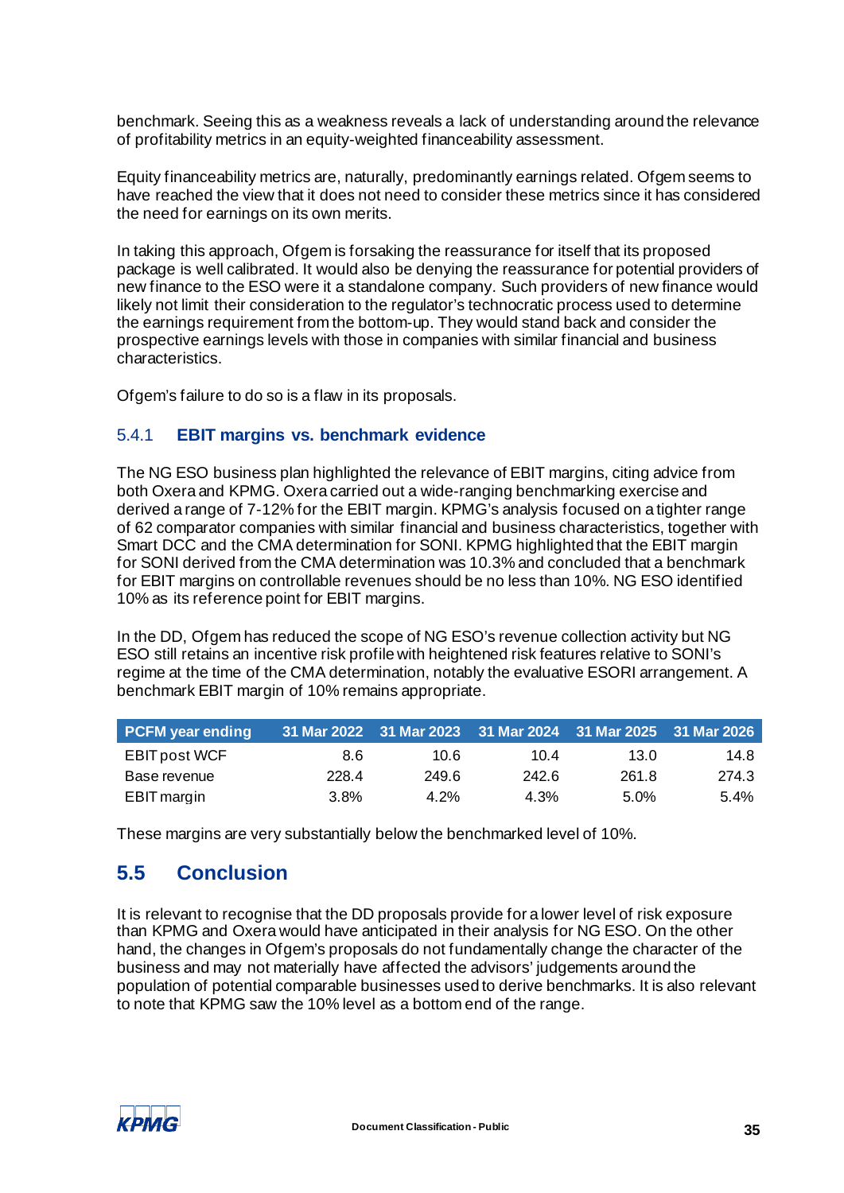benchmark. Seeing this as a weakness reveals a lack of understanding around the relevance of profitability metrics in an equity-weighted financeability assessment.

Equity financeability metrics are, naturally, predominantly earnings related. Ofgem seems to have reached the view that it does not need to consider these metrics since it has considered the need for earnings on its own merits.

In taking this approach, Ofgem is forsaking the reassurance for itself that its proposed package is well calibrated. It would also be denying the reassurance for potential providers of new finance to the ESO were it a standalone company. Such providers of new finance would likely not limit their consideration to the regulator's technocratic process used to determine the earnings requirement from the bottom-up. They would stand back and consider the prospective earnings levels with those in companies with similar financial and business characteristics.

Ofgem's failure to do so is a flaw in its proposals.

### 5.4.1 EBIT margins vs. benchmark evidence

The NG ESO business plan highlighted the relevance of EBIT margins, citing advice from both Oxera and KPMG. Oxera carried out a wide-ranging benchmarking exercise and derived a range of 7-12% for the EBIT margin. KPMG's analysis focused on a tighter range of 62 comparator companies with similar financial and business characteristics, together with Smart DCC and the CMA determination for SONI. KPMG highlighted that the EBIT margin for SONI derived from the CMA determination was 10.3% and concluded that a benchmark for EBIT margins on controllable revenues should be no less than 10%. NG ESO identified 10% as its reference point for EBIT margins.

In the DD, Ofgem has reduced the scope of NG ESO's revenue collection activity but NG ESO still retains an incentive risk profile with heightened risk features relative to SONI's regime at the time of the CMA determination, notably the evaluative ESORI arrangement. A benchmark EBIT margin of 10% remains appropriate.

| PCFM year ending | 31 Mar 2022 | 31 Mar 2023 | 31 Mar 2024 | 31 Mar 2025 | 31 Mar 2026 |
|---|---|---|---|---|---|
| EBIT post WCF | 8.6 | 10.6 | 10.4 | 13.0 | 14.8 |
| Base revenue | 228.4 | 249.6 | 242.6 | 261.8 | 274.3 |
| EBIT margin | 3.8% | 4.2% | 4.3% | 5.0% | 5.4% |

These margins are very substantially below the benchmarked level of 10%.

## 5.5 Conclusion

It is relevant to recognise that the DD proposals provide for a lower level of risk exposure than KPMG and Oxera would have anticipated in their analysis for NG ESO. On the other hand, the changes in Ofgem's proposals do not fundamentally change the character of the business and may not materially have affected the advisors' judgements around the population of potential comparable businesses used to derive benchmarks. It is also relevant to note that KPMG saw the 10% level as a bottom end of the range.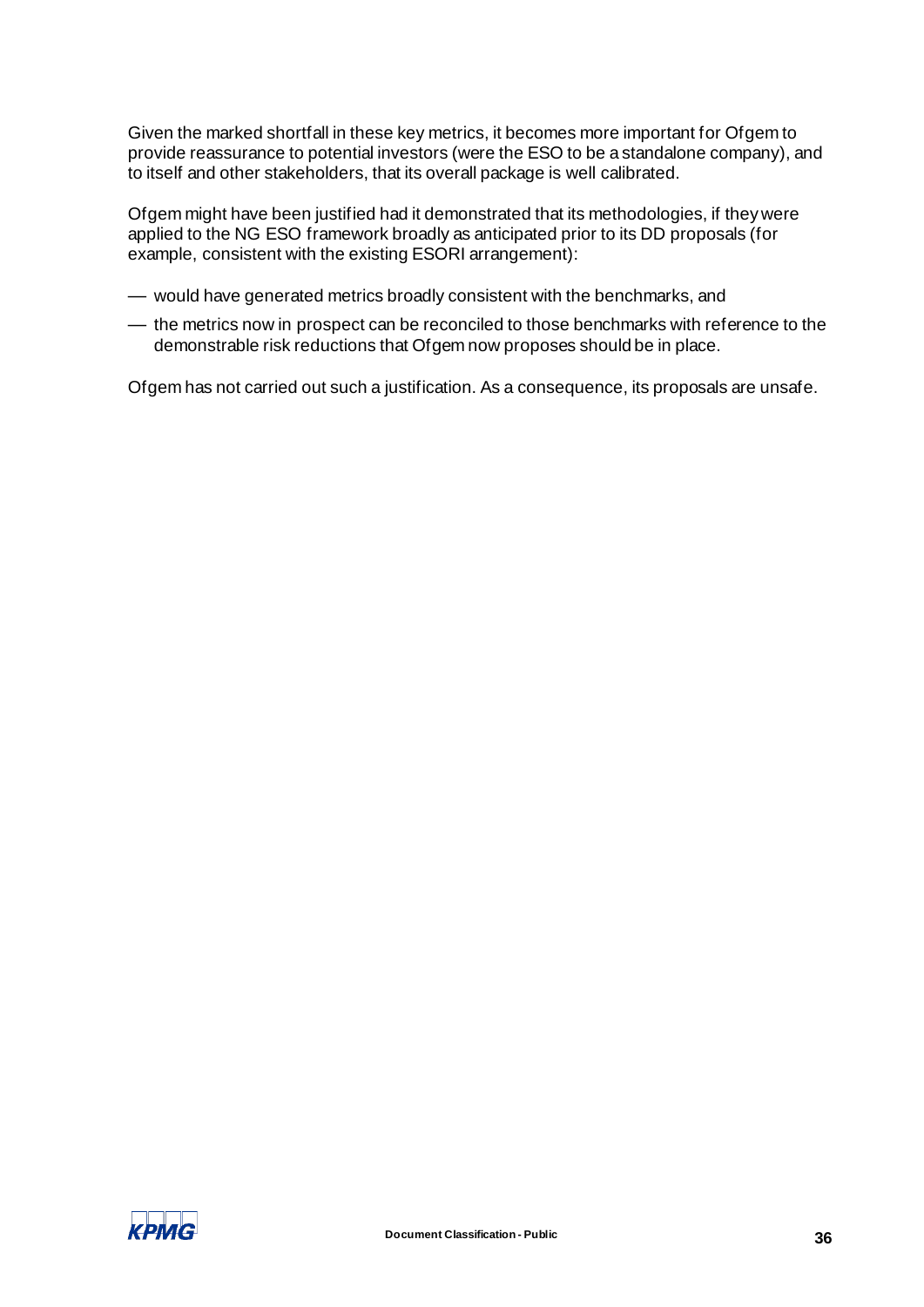Given the marked shortfall in these key metrics, it becomes more important for Ofgem to provide reassurance to potential investors (were the ESO to be a standalone company), and to itself and other stakeholders, that its overall package is well calibrated.

Ofgem might have been justified had it demonstrated that its methodologies, if they were applied to the NG ESO framework broadly as anticipated prior to its DD proposals (for example, consistent with the existing ESORI arrangement):

- would have generated metrics broadly consistent with the benchmarks, and
- the metrics now in prospect can be reconciled to those benchmarks with reference to the demonstrable risk reductions that Ofgem now proposes should be in place.

Ofgem has not carried out such a justification. As a consequence, its proposals are unsafe.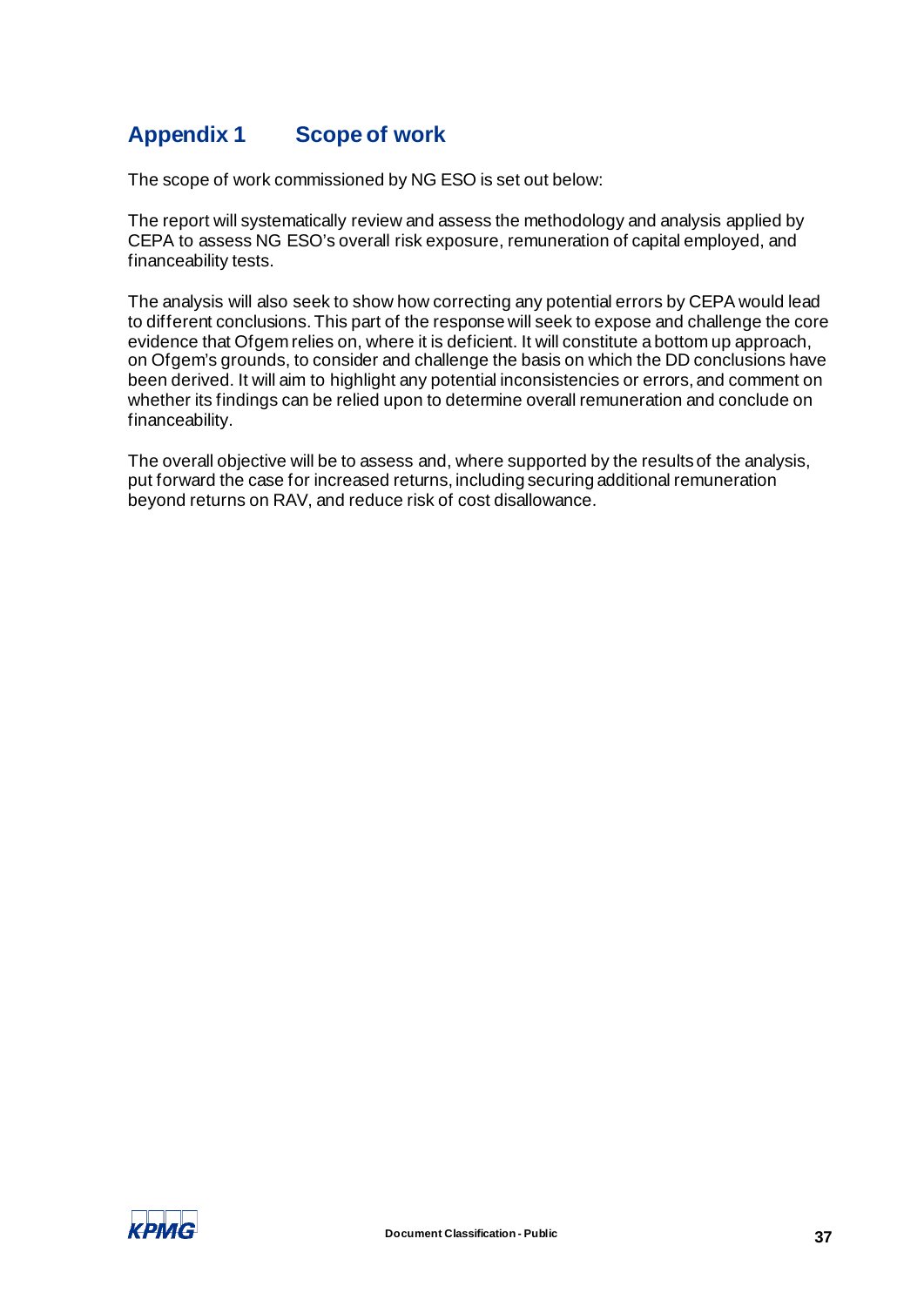## Appendix 1 Scope of work

The scope of work commissioned by NG ESO is set out below:

The report will systematically review and assess the methodology and analysis applied by CEPA to assess NG ESO's overall risk exposure, remuneration of capital employed, and financeability tests.

The analysis will also seek to show how correcting any potential errors by CEPA would lead to different conclusions. This part of the response will seek to expose and challenge the core evidence that Ofgem relies on, where it is deficient. It will constitute a bottom up approach, on Ofgem's grounds, to consider and challenge the basis on which the DD conclusions have been derived. It will aim to highlight any potential inconsistencies or errors, and comment on whether its findings can be relied upon to determine overall remuneration and conclude on financeability.

The overall objective will be to assess and, where supported by the results of the analysis, put forward the case for increased returns, including securing additional remuneration beyond returns on RAV, and reduce risk of cost disallowance.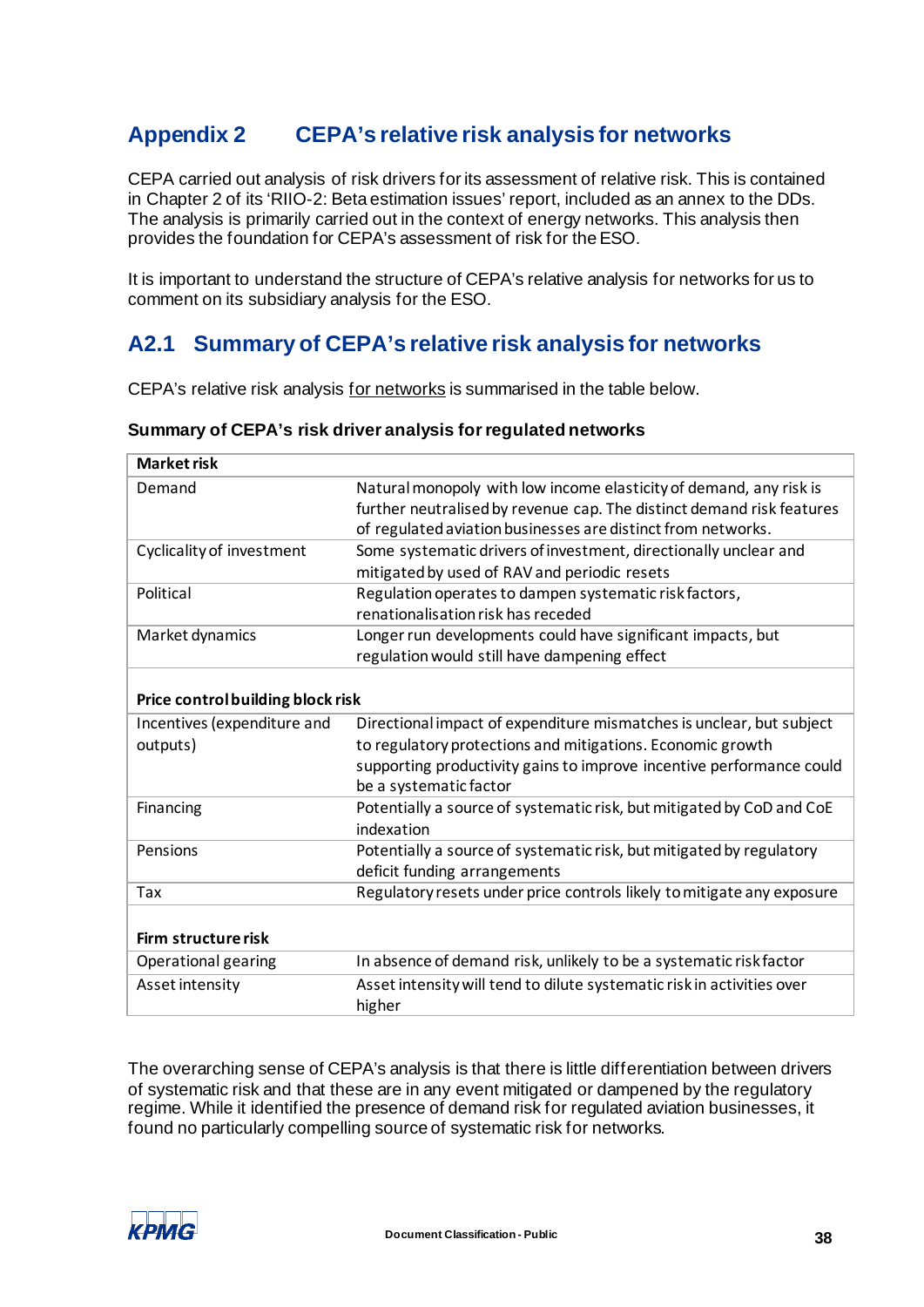# Appendix 2 CEPA's relative risk analysis for networks

CEPA carried out analysis of risk drivers for its assessment of relative risk. This is contained in Chapter 2 of its 'RIIO-2: Beta estimation issues' report, included as an annex to the DDs. The analysis is primarily carried out in the context of energy networks. This analysis then provides the foundation for CEPA's assessment of risk for the ESO.

It is important to understand the structure of CEPA's relative analysis for networks for us to comment on its subsidiary analysis for the ESO.

## A2.1 Summary of CEPA's relative risk analysis for networks

CEPA's relative risk analysis <u>for networks</u> is summarised in the table below.

**Summary of CEPA's risk driver analysis for regulated networks**

| **Market risk** | |
|---|---|
| Demand | Natural monopoly with low income elasticity of demand, any risk is further neutralised by revenue cap. The distinct demand risk features of regulated aviation businesses are distinct from networks. |
| Cyclicality of investment | Some systematic drivers of investment, directionally unclear and mitigated by used of RAV and periodic resets |
| Political | Regulation operates to dampen systematic risk factors, renationalisation risk has receded |
| Market dynamics | Longer run developments could have significant impacts, but regulation would still have dampening effect |
| **Price control building block risk** | |
| Incentives (expenditure and outputs) | Directional impact of expenditure mismatches is unclear, but subject to regulatory protections and mitigations. Economic growth supporting productivity gains to improve incentive performance could be a systematic factor |
| Financing | Potentially a source of systematic risk, but mitigated by CoD and CoE indexation |
| Pensions | Potentially a source of systematic risk, but mitigated by regulatory deficit funding arrangements |
| Tax | Regulatory resets under price controls likely to mitigate any exposure |
| **Firm structure risk** | |
| Operational gearing | In absence of demand risk, unlikely to be a systematic risk factor |
| Asset intensity | Asset intensity will tend to dilute systematic risk in activities over higher |

The overarching sense of CEPA's analysis is that there is little differentiation between drivers of systematic risk and that these are in any event mitigated or dampened by the regulatory regime. While it identified the presence of demand risk for regulated aviation businesses, it found no particularly compelling source of systematic risk for networks.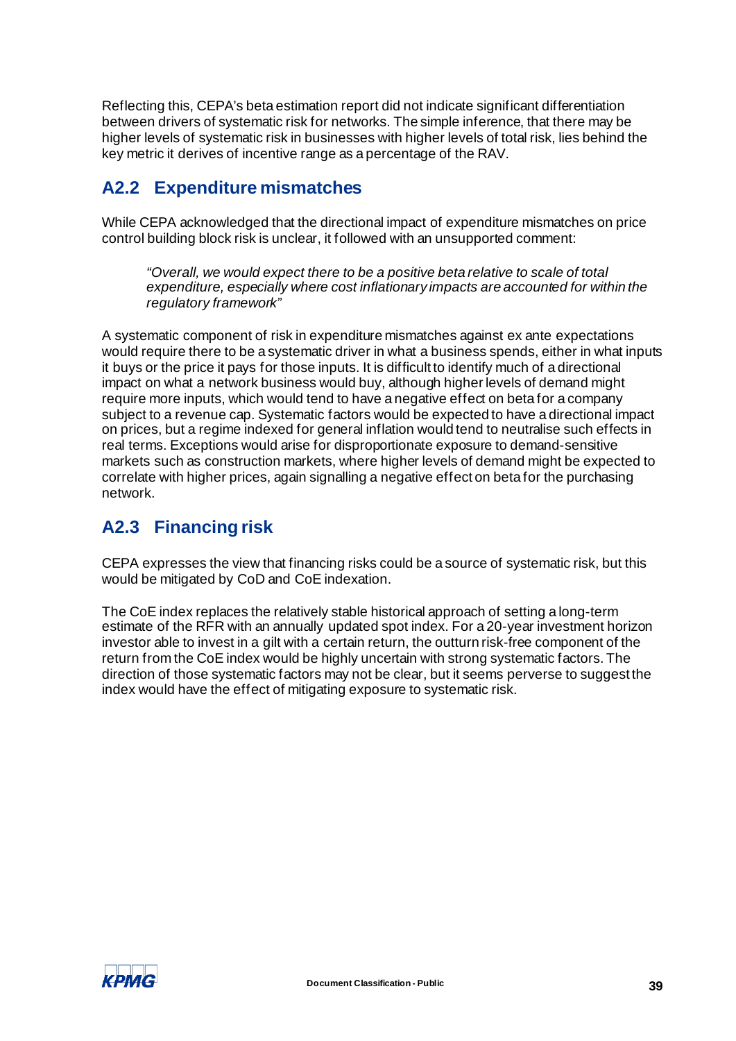Reflecting this, CEPA's beta estimation report did not indicate significant differentiation between drivers of systematic risk for networks. The simple inference, that there may be higher levels of systematic risk in businesses with higher levels of total risk, lies behind the key metric it derives of incentive range as a percentage of the RAV.

## A2.2 Expenditure mismatches

While CEPA acknowledged that the directional impact of expenditure mismatches on price control building block risk is unclear, it followed with an unsupported comment:

> *"Overall, we would expect there to be a positive beta relative to scale of total expenditure, especially where cost inflationary impacts are accounted for within the regulatory framework"*

A systematic component of risk in expenditure mismatches against ex ante expectations would require there to be a systematic driver in what a business spends, either in what inputs it buys or the price it pays for those inputs. It is difficult to identify much of a directional impact on what a network business would buy, although higher levels of demand might require more inputs, which would tend to have a negative effect on beta for a company subject to a revenue cap. Systematic factors would be expected to have a directional impact on prices, but a regime indexed for general inflation would tend to neutralise such effects in real terms. Exceptions would arise for disproportionate exposure to demand-sensitive markets such as construction markets, where higher levels of demand might be expected to correlate with higher prices, again signalling a negative effect on beta for the purchasing network.

## A2.3 Financing risk

CEPA expresses the view that financing risks could be a source of systematic risk, but this would be mitigated by CoD and CoE indexation.

The CoE index replaces the relatively stable historical approach of setting a long-term estimate of the RFR with an annually updated spot index. For a 20-year investment horizon investor able to invest in a gilt with a certain return, the outturn risk-free component of the return from the CoE index would be highly uncertain with strong systematic factors. The direction of those systematic factors may not be clear, but it seems perverse to suggest the index would have the effect of mitigating exposure to systematic risk.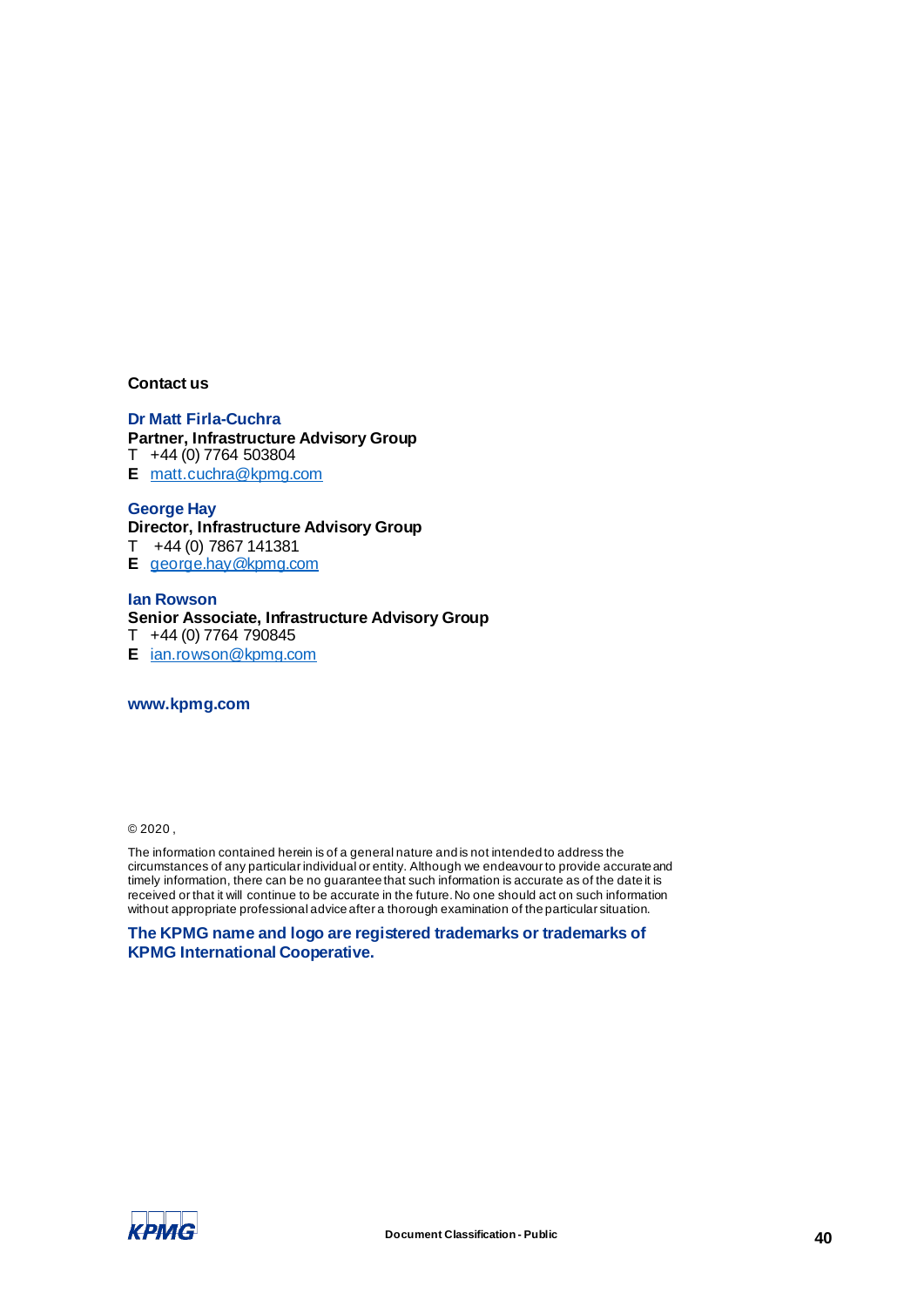**Contact us**

**Dr Matt Firla-Cuchra**
**Partner, Infrastructure Advisory Group**
T +44 (0) 7764 503804
**E** matt.cuchra@kpmg.com

**George Hay**
**Director, Infrastructure Advisory Group**
T +44 (0) 7867 141381
**E** george.hay@kpmg.com

**Ian Rowson**
**Senior Associate, Infrastructure Advisory Group**
T +44 (0) 7764 790845
**E** ian.rowson@kpmg.com

**www.kpmg.com**

© 2020 ,

The information contained herein is of a general nature and is not intended to address the circumstances of any particular individual or entity. Although we endeavour to provide accurate and timely information, there can be no guarantee that such information is accurate as of the date it is received or that it will continue to be accurate in the future. No one should act on such information without appropriate professional advice after a thorough examination of the particular situation.

**The KPMG name and logo are registered trademarks or trademarks of KPMG International Cooperative.**

Document Classification - Public